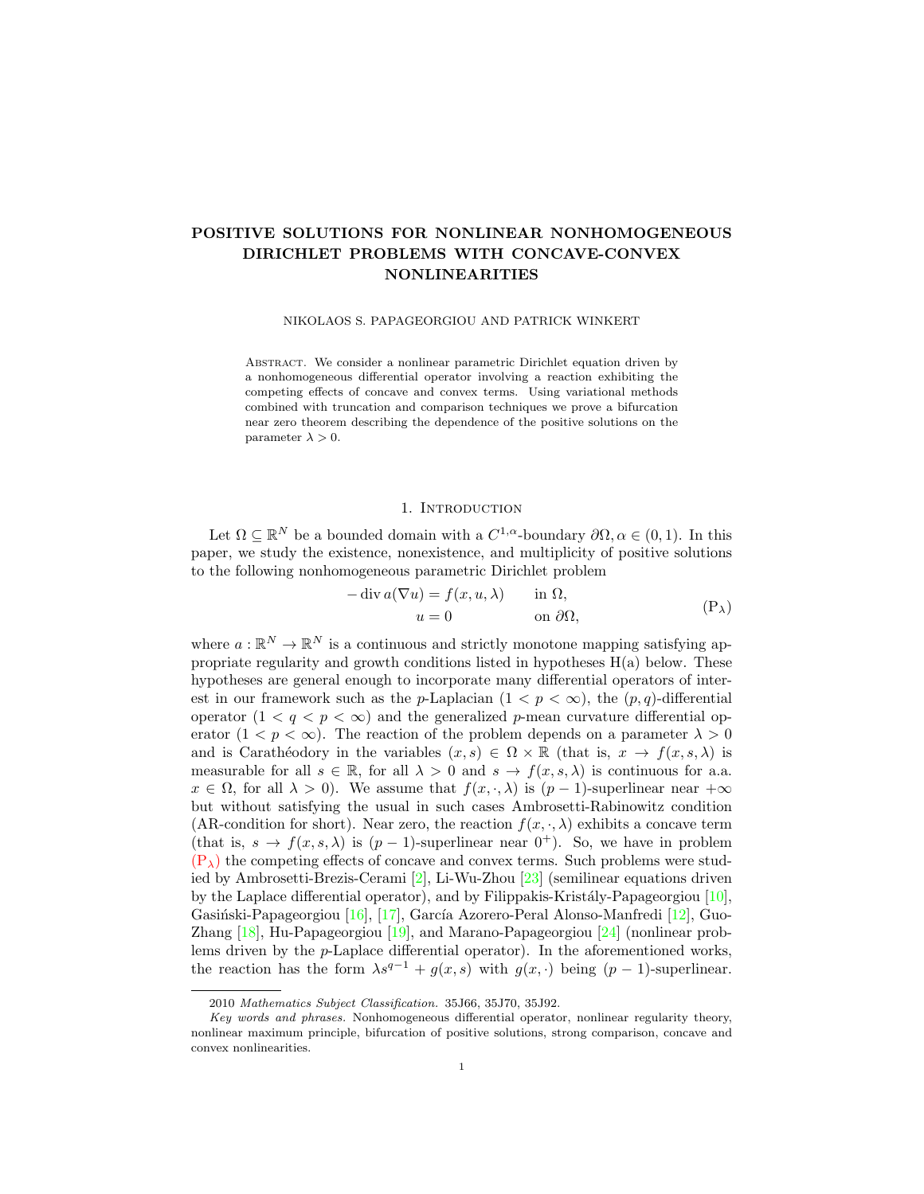# POSITIVE SOLUTIONS FOR NONLINEAR NONHOMOGENEOUS DIRICHLET PROBLEMS WITH CONCAVE-CONVEX NONLINEARITIES

NIKOLAOS S. PAPAGEORGIOU AND PATRICK WINKERT

Abstract. We consider a nonlinear parametric Dirichlet equation driven by a nonhomogeneous differential operator involving a reaction exhibiting the competing effects of concave and convex terms. Using variational methods combined with truncation and comparison techniques we prove a bifurcation near zero theorem describing the dependence of the positive solutions on the parameter $\lambda > 0$.

## 1. Introduction

Let $\Omega \subseteq \mathbb{R}^N$ be a bounded domain with a $C^{1,\alpha}$-boundary $\partial\Omega, \alpha \in (0,1)$. In this paper, we study the existence, nonexistence, and multiplicity of positive solutions to the following nonhomogeneous parametric Dirichlet problem

$$
\begin{aligned}
-\operatorname{div} a(\nabla u) &= f(x,u,\lambda) \qquad \text{in } \Omega,\\
u &= 0 \qquad\qquad\quad\; \text{on } \partial\Omega,
\end{aligned}
\tag{P$_\lambda$}
$$

where $a : \mathbb{R}^N \to \mathbb{R}^N$ is a continuous and strictly monotone mapping satisfying appropriate regularity and growth conditions listed in hypotheses H(a) below. These hypotheses are general enough to incorporate many differential operators of interest in our framework such as the $p$-Laplacian ($1 < p < \infty$), the $(p,q)$-differential operator ($1 < q < p < \infty$) and the generalized $p$-mean curvature differential operator ($1 < p < \infty$). The reaction of the problem depends on a parameter $\lambda > 0$ and is Carathéodory in the variables $(x,s) \in \Omega \times \mathbb{R}$ (that is, $x \to f(x,s,\lambda)$ is measurable for all $s \in \mathbb{R}$, for all $\lambda > 0$ and $s \to f(x,s,\lambda)$ is continuous for a.a. $x \in \Omega$, for all $\lambda > 0$). We assume that $f(x,\cdot,\lambda)$ is $(p-1)$-superlinear near $+\infty$ but without satisfying the usual in such cases Ambrosetti-Rabinowitz condition (AR-condition for short). Near zero, the reaction $f(x,\cdot,\lambda)$ exhibits a concave term (that is, $s \to f(x,s,\lambda)$ is $(p-1)$-superlinear near $0^+$). So, we have in problem (P$_\lambda$) the competing effects of concave and convex terms. Such problems were studied by Ambrosetti-Brezis-Cerami [2], Li-Wu-Zhou [23] (semilinear equations driven by the Laplace differential operator), and by Filippakis-Kristály-Papageorgiou [10], Gasiński-Papageorgiou [16], [17], García Azorero-Peral Alonso-Manfredi [12], Guo-Zhang [18], Hu-Papageorgiou [19], and Marano-Papageorgiou [24] (nonlinear problems driven by the $p$-Laplace differential operator). In the aforementioned works, the reaction has the form $\lambda s^{q-1} + g(x,s)$ with $g(x,\cdot)$ being $(p-1)$-superlinear.

---

2010 *Mathematics Subject Classification.* 35J66, 35J70, 35J92.

*Key words and phrases.* Nonhomogeneous differential operator, nonlinear regularity theory, nonlinear maximum principle, bifurcation of positive solutions, strong comparison, concave and convex nonlinearities.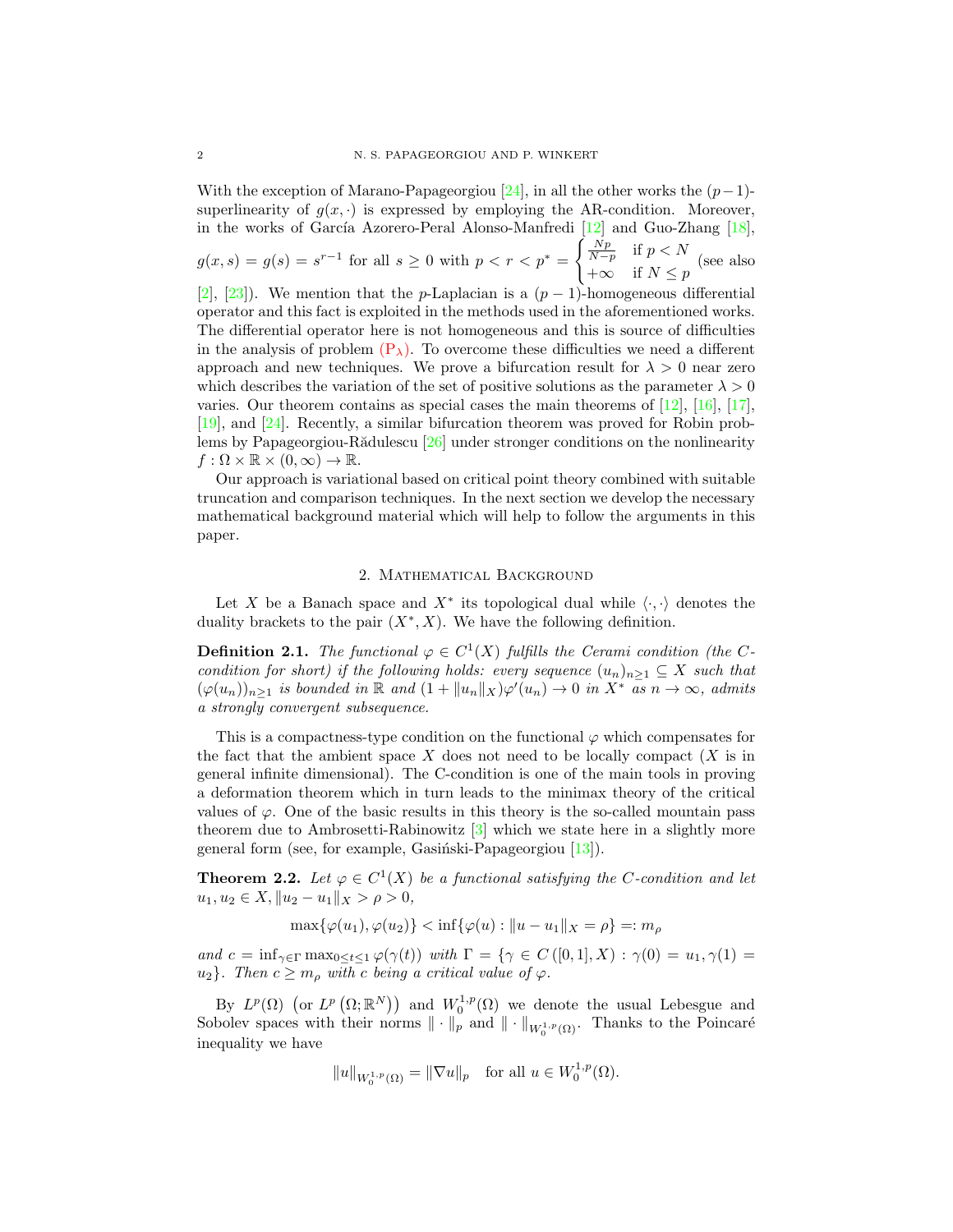With the exception of Marano-Papageorgiou [24], in all the other works the $(p-1)$-superlinearity of $g(x,\cdot)$ is expressed by employing the AR-condition. Moreover, in the works of García Azorero-Peral Alonso-Manfredi [12] and Guo-Zhang [18], $g(x,s) = g(s) = s^{r-1}$ for all $s \geq 0$ with $p < r < p^* = \begin{cases} \frac{Np}{N-p} & \text{if } p < N \\ +\infty & \text{if } N \leq p \end{cases}$ (see also [2], [23]). We mention that the $p$-Laplacian is a $(p-1)$-homogeneous differential operator and this fact is exploited in the methods used in the aforementioned works. The differential operator here is not homogeneous and this is source of difficulties in the analysis of problem (P$_\lambda$). To overcome these difficulties we need a different approach and new techniques. We prove a bifurcation result for $\lambda > 0$ near zero which describes the variation of the set of positive solutions as the parameter $\lambda > 0$ varies. Our theorem contains as special cases the main theorems of [12], [16], [17], [19], and [24]. Recently, a similar bifurcation theorem was proved for Robin problems by Papageorgiou-Rădulescu [26] under stronger conditions on the nonlinearity $f : \Omega \times \mathbb{R} \times (0,\infty) \to \mathbb{R}$.

Our approach is variational based on critical point theory combined with suitable truncation and comparison techniques. In the next section we develop the necessary mathematical background material which will help to follow the arguments in this paper.

## 2. Mathematical Background

Let $X$ be a Banach space and $X^*$ its topological dual while $\langle \cdot, \cdot \rangle$ denotes the duality brackets to the pair $(X^*, X)$. We have the following definition.

**Definition 2.1.** *The functional $\varphi \in C^1(X)$ fulfills the Cerami condition (the C-condition for short) if the following holds: every sequence $(u_n)_{n\geq 1} \subseteq X$ such that $(\varphi(u_n))_{n\geq 1}$ is bounded in $\mathbb{R}$ and $(1 + \|u_n\|_X)\varphi'(u_n) \to 0$ in $X^*$ as $n \to \infty$, admits a strongly convergent subsequence.*

This is a compactness-type condition on the functional $\varphi$ which compensates for the fact that the ambient space $X$ does not need to be locally compact ($X$ is in general infinite dimensional). The C-condition is one of the main tools in proving a deformation theorem which in turn leads to the minimax theory of the critical values of $\varphi$. One of the basic results in this theory is the so-called mountain pass theorem due to Ambrosetti-Rabinowitz [3] which we state here in a slightly more general form (see, for example, Gasiński-Papageorgiou [13]).

**Theorem 2.2.** *Let $\varphi \in C^1(X)$ be a functional satisfying the C-condition and let $u_1, u_2 \in X$, $\|u_2 - u_1\|_X > \rho > 0$,*

$$\max\{\varphi(u_1), \varphi(u_2)\} < \inf\{\varphi(u) : \|u - u_1\|_X = \rho\} =: m_\rho$$

*and $c = \inf_{\gamma\in\Gamma} \max_{0\leq t\leq 1} \varphi(\gamma(t))$ with $\Gamma = \{\gamma \in C([0,1], X) : \gamma(0) = u_1, \gamma(1) = u_2\}$. Then $c \geq m_\rho$ with $c$ being a critical value of $\varphi$.*

By $L^p(\Omega)$ $\left(\text{or } L^p\left(\Omega; \mathbb{R}^N\right)\right)$ and $W_0^{1,p}(\Omega)$ we denote the usual Lebesgue and Sobolev spaces with their norms $\|\cdot\|_p$ and $\|\cdot\|_{W_0^{1,p}(\Omega)}$. Thanks to the Poincaré inequality we have

$$\|u\|_{W_0^{1,p}(\Omega)} = \|\nabla u\|_p \quad \text{for all } u \in W_0^{1,p}(\Omega).$$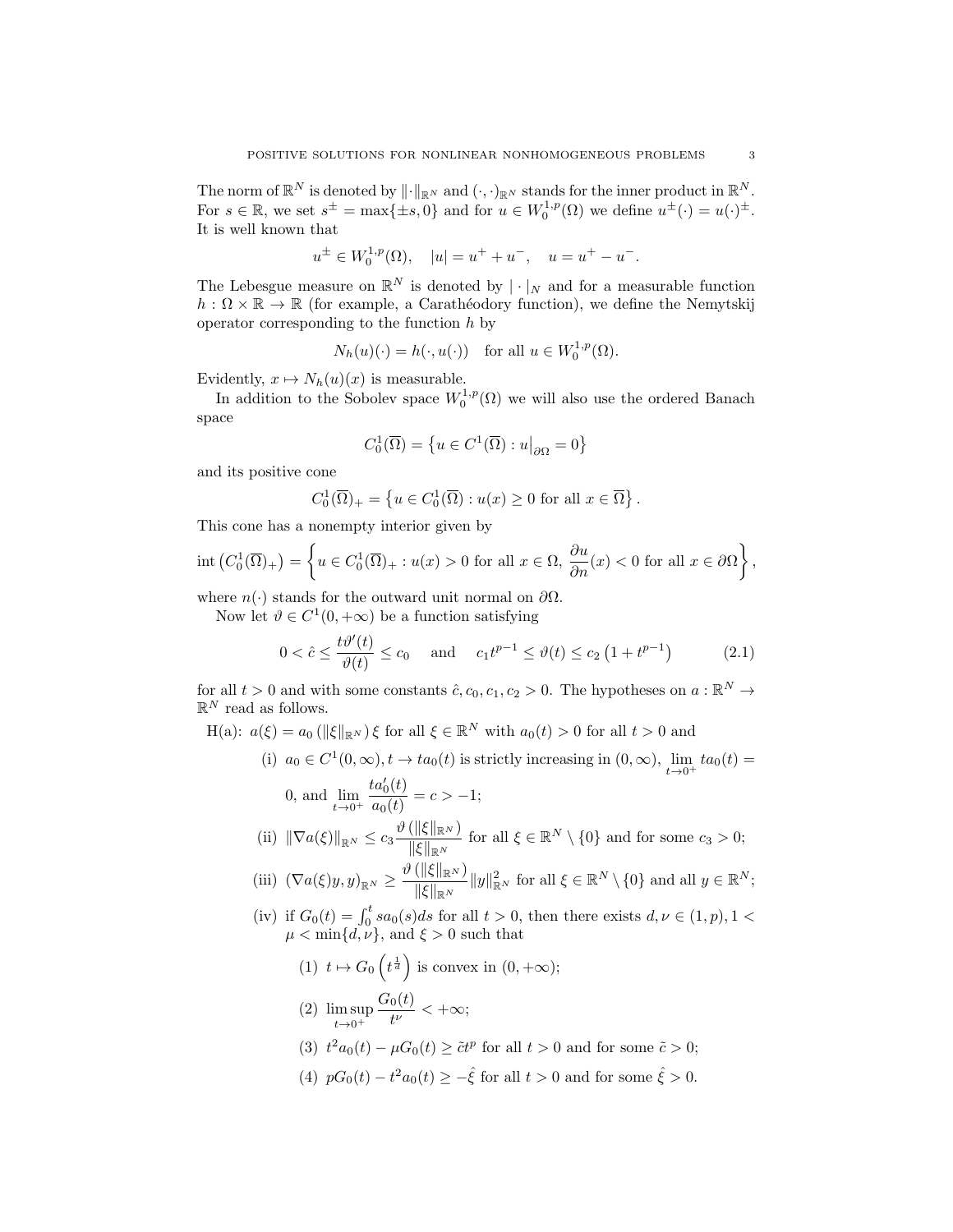The norm of $\mathbb{R}^N$ is denoted by $\|\cdot\|_{\mathbb{R}^N}$ and $(\cdot,\cdot)_{\mathbb{R}^N}$ stands for the inner product in $\mathbb{R}^N$. For $s \in \mathbb{R}$, we set $s^{\pm} = \max\{\pm s, 0\}$ and for $u \in W_0^{1,p}(\Omega)$ we define $u^{\pm}(\cdot) = u(\cdot)^{\pm}$. It is well known that

$$u^{\pm} \in W_0^{1,p}(\Omega), \quad |u| = u^+ + u^-, \quad u = u^+ - u^-.$$

The Lebesgue measure on $\mathbb{R}^N$ is denoted by $|\cdot|_N$ and for a measurable function $h : \Omega \times \mathbb{R} \to \mathbb{R}$ (for example, a Carathéodory function), we define the Nemytskij operator corresponding to the function $h$ by

$$N_h(u)(\cdot) = h(\cdot, u(\cdot)) \quad \text{for all } u \in W_0^{1,p}(\Omega).$$

Evidently, $x \mapsto N_h(u)(x)$ is measurable.

In addition to the Sobolev space $W_0^{1,p}(\Omega)$ we will also use the ordered Banach space

$$C_0^1(\overline{\Omega}) = \left\{ u \in C^1(\overline{\Omega}) : u\big|_{\partial\Omega} = 0 \right\}$$

and its positive cone

$$C_0^1(\overline{\Omega})_+ = \left\{ u \in C_0^1(\overline{\Omega}) : u(x) \geq 0 \text{ for all } x \in \overline{\Omega} \right\}.$$

This cone has a nonempty interior given by

$$\operatorname{int}\left(C_0^1(\overline{\Omega})_+\right) = \left\{ u \in C_0^1(\overline{\Omega})_+ : u(x) > 0 \text{ for all } x \in \Omega,\ \frac{\partial u}{\partial n}(x) < 0 \text{ for all } x \in \partial\Omega \right\},$$

where $n(\cdot)$ stands for the outward unit normal on $\partial\Omega$.

Now let $\vartheta \in C^1(0,+\infty)$ be a function satisfying

$$0 < \hat{c} \leq \frac{t\vartheta'(t)}{\vartheta(t)} \leq c_0 \quad \text{and} \quad c_1 t^{p-1} \leq \vartheta(t) \leq c_2\left(1 + t^{p-1}\right) \tag{2.1}$$

for all $t > 0$ and with some constants $\hat{c}, c_0, c_1, c_2 > 0$. The hypotheses on $a : \mathbb{R}^N \to \mathbb{R}^N$ read as follows.

H(a): $a(\xi) = a_0\left(\|\xi\|_{\mathbb{R}^N}\right)\xi$ for all $\xi \in \mathbb{R}^N$ with $a_0(t) > 0$ for all $t > 0$ and

(i) $a_0 \in C^1(0,\infty)$, $t \to ta_0(t)$ is strictly increasing in $(0,\infty)$, $\lim_{t\to 0^+} ta_0(t) = 0$, and $\lim_{t\to 0^+} \frac{ta_0'(t)}{a_0(t)} = c > -1$;

(ii) $\|\nabla a(\xi)\|_{\mathbb{R}^N} \leq c_3 \frac{\vartheta\left(\|\xi\|_{\mathbb{R}^N}\right)}{\|\xi\|_{\mathbb{R}^N}}$ for all $\xi \in \mathbb{R}^N \setminus \{0\}$ and for some $c_3 > 0$;

(iii) $(\nabla a(\xi)y, y)_{\mathbb{R}^N} \geq \frac{\vartheta\left(\|\xi\|_{\mathbb{R}^N}\right)}{\|\xi\|_{\mathbb{R}^N}} \|y\|^2_{\mathbb{R}^N}$ for all $\xi \in \mathbb{R}^N \setminus \{0\}$ and all $y \in \mathbb{R}^N$;

(iv) if $G_0(t) = \int_0^t s a_0(s) ds$ for all $t > 0$, then there exists $d, \nu \in (1,p)$, $1 < \mu < \min\{d,\nu\}$, and $\xi > 0$ such that

(1) $t \mapsto G_0\left(t^{\frac{1}{d}}\right)$ is convex in $(0,+\infty)$;

(2) $\limsup_{t\to 0^+} \frac{G_0(t)}{t^\nu} < +\infty$;

(3) $t^2 a_0(t) - \mu G_0(t) \geq \tilde{c} t^p$ for all $t > 0$ and for some $\tilde{c} > 0$;

(4) $pG_0(t) - t^2 a_0(t) \geq -\hat{\xi}$ for all $t > 0$ and for some $\hat{\xi} > 0$.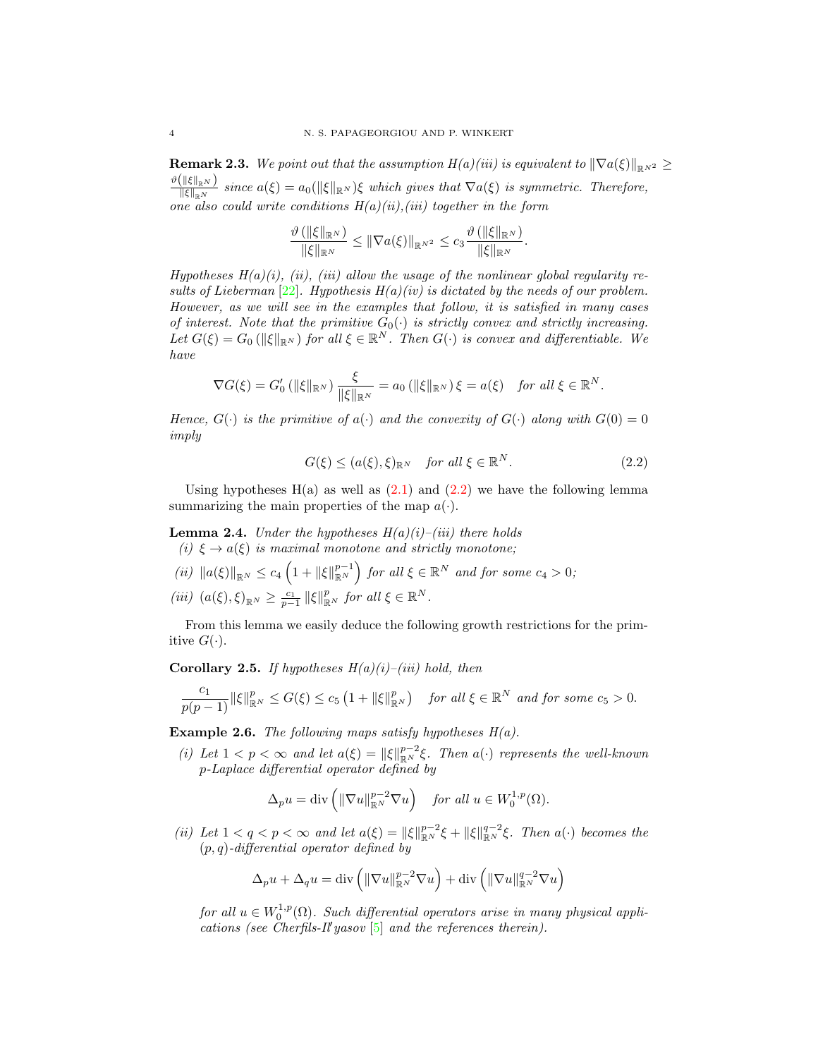**Remark 2.3.** *We point out that the assumption H(a)(iii) is equivalent to* $\|\nabla a(\xi)\|_{\mathbb{R}^{N^2}} \geq \frac{\vartheta(\|\xi\|_{\mathbb{R}^N})}{\|\xi\|_{\mathbb{R}^N}}$ *since* $a(\xi) = a_0(\|\xi\|_{\mathbb{R}^N})\xi$ *which gives that* $\nabla a(\xi)$ *is symmetric. Therefore, one also could write conditions H(a)(ii),(iii) together in the form*

$$\frac{\vartheta\left(\|\xi\|_{\mathbb{R}^N}\right)}{\|\xi\|_{\mathbb{R}^N}} \leq \|\nabla a(\xi)\|_{\mathbb{R}^{N^2}} \leq c_3 \frac{\vartheta\left(\|\xi\|_{\mathbb{R}^N}\right)}{\|\xi\|_{\mathbb{R}^N}}.$$

*Hypotheses H(a)(i), (ii), (iii) allow the usage of the nonlinear global regularity results of Lieberman [22]. Hypothesis H(a)(iv) is dictated by the needs of our problem. However, as we will see in the examples that follow, it is satisfied in many cases of interest. Note that the primitive* $G_0(\cdot)$ *is strictly convex and strictly increasing. Let* $G(\xi) = G_0\left(\|\xi\|_{\mathbb{R}^N}\right)$ *for all* $\xi \in \mathbb{R}^N$*. Then* $G(\cdot)$ *is convex and differentiable. We have*

$$\nabla G(\xi) = G_0'\left(\|\xi\|_{\mathbb{R}^N}\right)\frac{\xi}{\|\xi\|_{\mathbb{R}^N}} = a_0\left(\|\xi\|_{\mathbb{R}^N}\right)\xi = a(\xi) \quad \text{for all } \xi \in \mathbb{R}^N.$$

*Hence,* $G(\cdot)$ *is the primitive of* $a(\cdot)$ *and the convexity of* $G(\cdot)$ *along with* $G(0) = 0$ *imply*

$$G(\xi) \leq (a(\xi), \xi)_{\mathbb{R}^N} \quad \text{for all } \xi \in \mathbb{R}^N. \tag{2.2}$$

Using hypotheses H(a) as well as (2.1) and (2.2) we have the following lemma summarizing the main properties of the map $a(\cdot)$.

**Lemma 2.4.** *Under the hypotheses H(a)(i)–(iii) there holds*

*(i)* $\xi \to a(\xi)$ *is maximal monotone and strictly monotone;*

*(ii)* $\|a(\xi)\|_{\mathbb{R}^N} \leq c_4\left(1 + \|\xi\|_{\mathbb{R}^N}^{p-1}\right)$ *for all* $\xi \in \mathbb{R}^N$ *and for some* $c_4 > 0$*;*

*(iii)* $(a(\xi), \xi)_{\mathbb{R}^N} \geq \frac{c_1}{p-1}\|\xi\|_{\mathbb{R}^N}^p$ *for all* $\xi \in \mathbb{R}^N$*.*

From this lemma we easily deduce the following growth restrictions for the primitive $G(\cdot)$.

**Corollary 2.5.** *If hypotheses H(a)(i)–(iii) hold, then*

$$\frac{c_1}{p(p-1)}\|\xi\|_{\mathbb{R}^N}^p \leq G(\xi) \leq c_5\left(1 + \|\xi\|_{\mathbb{R}^N}^p\right) \quad \text{for all } \xi \in \mathbb{R}^N \text{ and for some } c_5 > 0.$$

**Example 2.6.** *The following maps satisfy hypotheses H(a).*

*(i) Let* $1 < p < \infty$ *and let* $a(\xi) = \|\xi\|_{\mathbb{R}^N}^{p-2}\xi$*. Then* $a(\cdot)$ *represents the well-known p-Laplace differential operator defined by*

$$\Delta_p u = \operatorname{div}\left(\|\nabla u\|_{\mathbb{R}^N}^{p-2}\nabla u\right) \quad \text{for all } u \in W_0^{1,p}(\Omega).$$

*(ii) Let* $1 < q < p < \infty$ *and let* $a(\xi) = \|\xi\|_{\mathbb{R}^N}^{p-2}\xi + \|\xi\|_{\mathbb{R}^N}^{q-2}\xi$*. Then* $a(\cdot)$ *becomes the* $(p,q)$*-differential operator defined by*

$$\Delta_p u + \Delta_q u = \operatorname{div}\left(\|\nabla u\|_{\mathbb{R}^N}^{p-2}\nabla u\right) + \operatorname{div}\left(\|\nabla u\|_{\mathbb{R}^N}^{q-2}\nabla u\right)$$

*for all* $u \in W_0^{1,p}(\Omega)$*. Such differential operators arise in many physical applications (see Cherfils-Il′yasov [5] and the references therein).*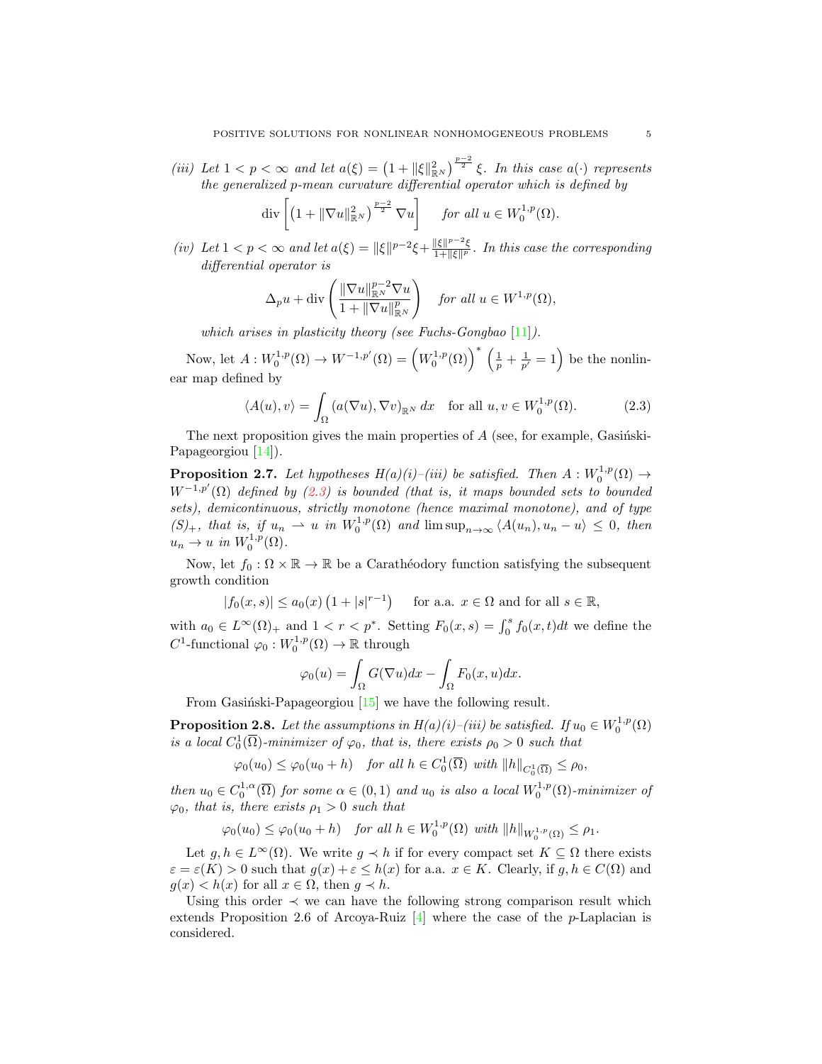*(iii)* *Let* $1 < p < \infty$ *and let* $a(\xi) = \left(1 + \|\xi\|^2_{\mathbb{R}^N}\right)^{\frac{p-2}{2}} \xi$. *In this case* $a(\cdot)$ *represents the generalized* $p$*-mean curvature differential operator which is defined by*

$$\operatorname{div}\left[\left(1 + \|\nabla u\|^2_{\mathbb{R}^N}\right)^{\frac{p-2}{2}} \nabla u\right] \quad \text{for all } u \in W_0^{1,p}(\Omega).$$

*(iv)* *Let* $1 < p < \infty$ *and let* $a(\xi) = \|\xi\|^{p-2}\xi + \frac{\|\xi\|^{p-2}\xi}{1+\|\xi\|^p}$. *In this case the corresponding differential operator is*

$$\Delta_p u + \operatorname{div}\left(\frac{\|\nabla u\|^{p-2}_{\mathbb{R}^N} \nabla u}{1 + \|\nabla u\|^p_{\mathbb{R}^N}}\right) \quad \text{for all } u \in W^{1,p}(\Omega),$$

*which arises in plasticity theory (see Fuchs-Gongbao [11]).*

Now, let $A : W_0^{1,p}(\Omega) \to W^{-1,p'}(\Omega) = \left(W_0^{1,p}(\Omega)\right)^* \left(\frac{1}{p} + \frac{1}{p'} = 1\right)$ be the nonlinear map defined by

$$\langle A(u), v\rangle = \int_\Omega (a(\nabla u), \nabla v)_{\mathbb{R}^N}\, dx \quad \text{for all } u, v \in W_0^{1,p}(\Omega). \tag{2.3}$$

The next proposition gives the main properties of $A$ (see, for example, Gasiński-Papageorgiou [14]).

**Proposition 2.7.** *Let hypotheses H(a)(i)–(iii) be satisfied. Then* $A : W_0^{1,p}(\Omega) \to W^{-1,p'}(\Omega)$ *defined by (2.3) is bounded (that is, it maps bounded sets to bounded sets), demicontinuous, strictly monotone (hence maximal monotone), and of type* $(S)_+$*, that is, if* $u_n \rightharpoonup u$ *in* $W_0^{1,p}(\Omega)$ *and* $\limsup_{n\to\infty} \langle A(u_n), u_n - u\rangle \le 0$*, then* $u_n \to u$ *in* $W_0^{1,p}(\Omega)$*.*

Now, let $f_0 : \Omega \times \mathbb{R} \to \mathbb{R}$ be a Carathéodory function satisfying the subsequent growth condition

$$|f_0(x, s)| \le a_0(x)\left(1 + |s|^{r-1}\right) \qquad \text{for a.a. } x \in \Omega \text{ and for all } s \in \mathbb{R},$$

with $a_0 \in L^\infty(\Omega)_+$ and $1 < r < p^*$. Setting $F_0(x, s) = \int_0^s f_0(x, t)dt$ we define the $C^1$-functional $\varphi_0 : W_0^{1,p}(\Omega) \to \mathbb{R}$ through

$$\varphi_0(u) = \int_\Omega G(\nabla u)dx - \int_\Omega F_0(x, u)dx.$$

From Gasiński-Papageorgiou [15] we have the following result.

**Proposition 2.8.** *Let the assumptions in H(a)(i)–(iii) be satisfied. If* $u_0 \in W_0^{1,p}(\Omega)$ *is a local* $C_0^1(\overline{\Omega})$*-minimizer of* $\varphi_0$*, that is, there exists* $\rho_0 > 0$ *such that*

$$\varphi_0(u_0) \le \varphi_0(u_0 + h) \quad \text{for all } h \in C_0^1(\overline{\Omega}) \text{ with } \|h\|_{C_0^1(\overline{\Omega})} \le \rho_0,$$

*then* $u_0 \in C_0^{1,\alpha}(\overline{\Omega})$ *for some* $\alpha \in (0, 1)$ *and* $u_0$ *is also a local* $W_0^{1,p}(\Omega)$*-minimizer of* $\varphi_0$*, that is, there exists* $\rho_1 > 0$ *such that*

$$\varphi_0(u_0) \le \varphi_0(u_0 + h) \quad \text{for all } h \in W_0^{1,p}(\Omega) \text{ with } \|h\|_{W_0^{1,p}(\Omega)} \le \rho_1.$$

Let $g, h \in L^\infty(\Omega)$. We write $g \prec h$ if for every compact set $K \subseteq \Omega$ there exists $\varepsilon = \varepsilon(K) > 0$ such that $g(x) + \varepsilon \le h(x)$ for a.a. $x \in K$. Clearly, if $g, h \in C(\Omega)$ and $g(x) < h(x)$ for all $x \in \Omega$, then $g \prec h$.

Using this order $\prec$ we can have the following strong comparison result which extends Proposition 2.6 of Arcoya-Ruiz [4] where the case of the $p$-Laplacian is considered.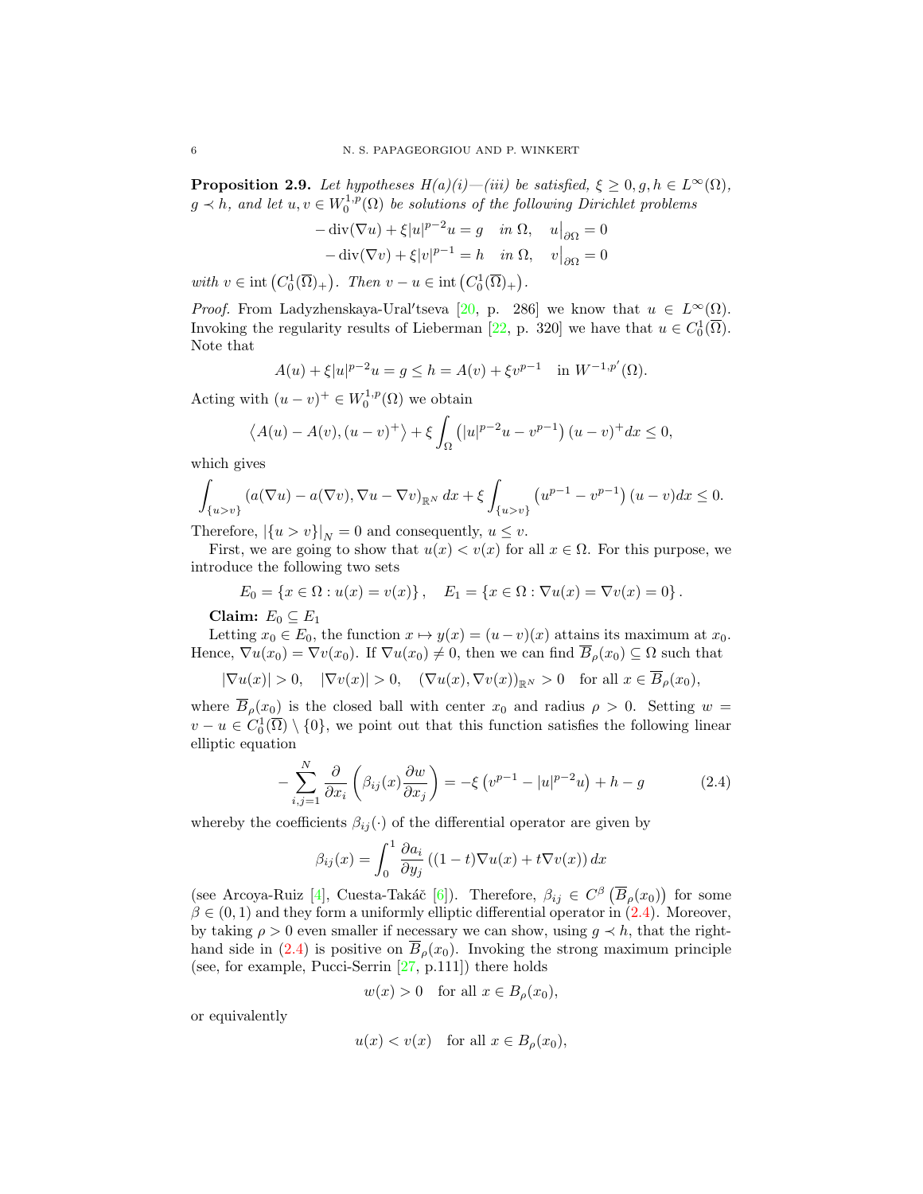**Proposition 2.9.** *Let hypotheses H(a)(i)—(iii) be satisfied, $\xi \geq 0, g, h \in L^\infty(\Omega)$, $g \prec h$, and let $u, v \in W_0^{1,p}(\Omega)$ be solutions of the following Dirichlet problems*

$$
\begin{aligned}
-\operatorname{div}(\nabla u) + \xi |u|^{p-2}u &= g \quad \text{in } \Omega, \quad u\big|_{\partial\Omega} = 0\\
-\operatorname{div}(\nabla v) + \xi |v|^{p-1} &= h \quad \text{in } \Omega, \quad v\big|_{\partial\Omega} = 0
\end{aligned}
$$

*with $v \in \operatorname{int}\left(C_0^1(\overline{\Omega})_+\right)$. Then $v - u \in \operatorname{int}\left(C_0^1(\overline{\Omega})_+\right)$.*

*Proof.* From Ladyzhenskaya-Ural′tseva [20, p. 286] we know that $u \in L^\infty(\Omega)$. Invoking the regularity results of Lieberman [22, p. 320] we have that $u \in C_0^1(\overline{\Omega})$. Note that

$$
A(u) + \xi |u|^{p-2}u = g \leq h = A(v) + \xi v^{p-1} \quad \text{in } W^{-1,p'}(\Omega).
$$

Acting with $(u-v)^+ \in W_0^{1,p}(\Omega)$ we obtain

$$
\left\langle A(u) - A(v), (u-v)^+ \right\rangle + \xi \int_\Omega \left( |u|^{p-2}u - v^{p-1} \right)(u-v)^+ dx \leq 0,
$$

which gives

$$
\int_{\{u>v\}} \left( a(\nabla u) - a(\nabla v), \nabla u - \nabla v \right)_{\mathbb{R}^N} dx + \xi \int_{\{u>v\}} \left( u^{p-1} - v^{p-1} \right)(u-v) dx \leq 0.
$$

Therefore, $|\{u>v\}|_N = 0$ and consequently, $u \leq v$.

First, we are going to show that $u(x) < v(x)$ for all $x \in \Omega$. For this purpose, we introduce the following two sets

$$
E_0 = \{x \in \Omega : u(x) = v(x)\}, \quad E_1 = \{x \in \Omega : \nabla u(x) = \nabla v(x) = 0\}.
$$

**Claim:** $E_0 \subseteq E_1$

Letting $x_0 \in E_0$, the function $x \mapsto y(x) = (u-v)(x)$ attains its maximum at $x_0$. Hence, $\nabla u(x_0) = \nabla v(x_0)$. If $\nabla u(x_0) \neq 0$, then we can find $\overline{B}_\rho(x_0) \subseteq \Omega$ such that

$$
|\nabla u(x)| > 0, \quad |\nabla v(x)| > 0, \quad (\nabla u(x), \nabla v(x))_{\mathbb{R}^N} > 0 \quad \text{for all } x \in \overline{B}_\rho(x_0),
$$

where $\overline{B}_\rho(x_0)$ is the closed ball with center $x_0$ and radius $\rho > 0$. Setting $w = v - u \in C_0^1(\overline{\Omega}) \setminus \{0\}$, we point out that this function satisfies the following linear elliptic equation

$$
-\sum_{i,j=1}^N \frac{\partial}{\partial x_i}\left( \beta_{ij}(x) \frac{\partial w}{\partial x_j} \right) = -\xi \left( v^{p-1} - |u|^{p-2}u \right) + h - g \tag{2.4}
$$

whereby the coefficients $\beta_{ij}(\cdot)$ of the differential operator are given by

$$
\beta_{ij}(x) = \int_0^1 \frac{\partial a_i}{\partial y_j}\left( (1-t)\nabla u(x) + t \nabla v(x) \right) dx
$$

(see Arcoya-Ruiz [4], Cuesta-Takáč [6]). Therefore, $\beta_{ij} \in C^\beta\left(\overline{B}_\rho(x_0)\right)$ for some $\beta \in (0,1)$ and they form a uniformly elliptic differential operator in (2.4). Moreover, by taking $\rho > 0$ even smaller if necessary we can show, using $g \prec h$, that the right-hand side in (2.4) is positive on $\overline{B}_\rho(x_0)$. Invoking the strong maximum principle (see, for example, Pucci-Serrin [27, p.111]) there holds

$$
w(x) > 0 \quad \text{for all } x \in B_\rho(x_0),
$$

or equivalently

$$
u(x) < v(x) \quad \text{for all } x \in B_\rho(x_0),
$$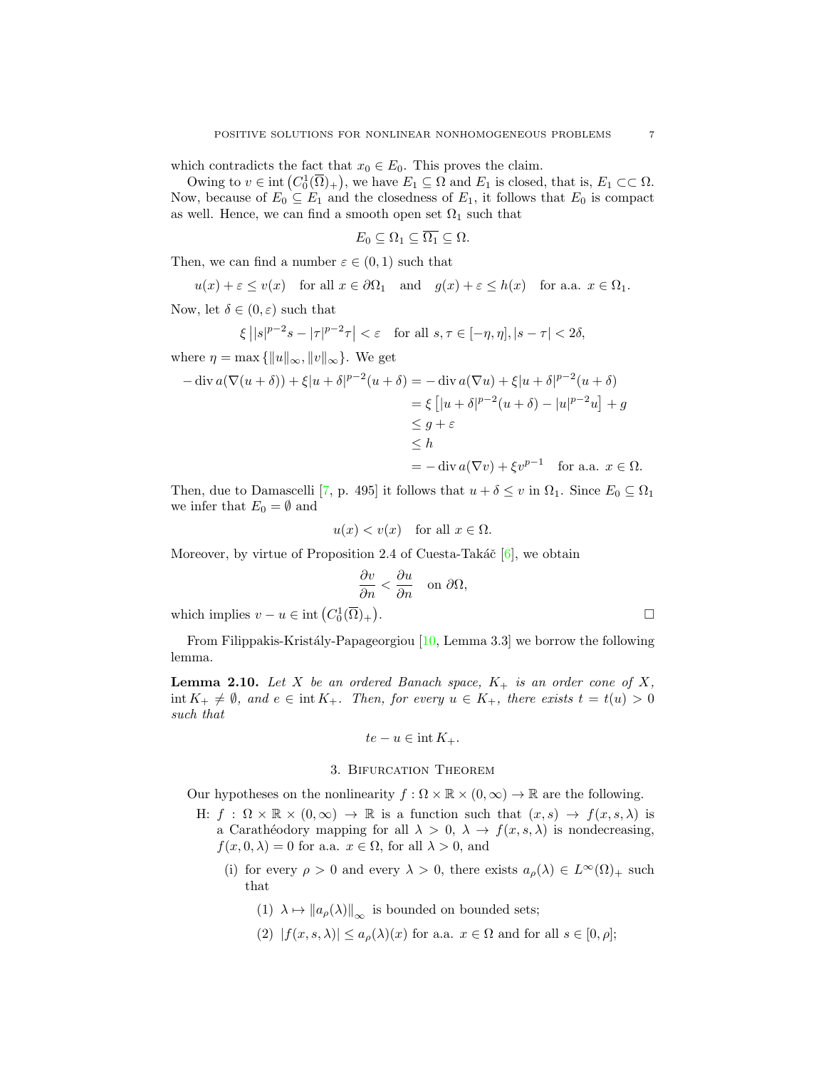which contradicts the fact that $x_0 \in E_0$. This proves the claim.

Owing to $v \in \operatorname{int}\left(C_0^1(\overline{\Omega})_+\right)$, we have $E_1 \subseteq \Omega$ and $E_1$ is closed, that is, $E_1 \subset\subset \Omega$. Now, because of $E_0 \subseteq E_1$ and the closedness of $E_1$, it follows that $E_0$ is compact as well. Hence, we can find a smooth open set $\Omega_1$ such that

$$E_0 \subseteq \Omega_1 \subseteq \overline{\Omega_1} \subseteq \Omega.$$

Then, we can find a number $\varepsilon \in (0,1)$ such that

$$u(x) + \varepsilon \leq v(x) \quad \text{for all } x \in \partial\Omega_1 \quad \text{and} \quad g(x) + \varepsilon \leq h(x) \quad \text{for a.a. } x \in \Omega_1.$$

Now, let $\delta \in (0, \varepsilon)$ such that

$$\xi \left| |s|^{p-2}s - |\tau|^{p-2}\tau \right| < \varepsilon \quad \text{for all } s, \tau \in [-\eta, \eta], |s - \tau| < 2\delta,$$

where $\eta = \max\{\|u\|_\infty, \|v\|_\infty\}$. We get

$$\begin{aligned}
-\operatorname{div} a(\nabla(u+\delta)) + \xi|u+\delta|^{p-2}(u+\delta) &= -\operatorname{div} a(\nabla u) + \xi|u+\delta|^{p-2}(u+\delta)\\
&= \xi\left[|u+\delta|^{p-2}(u+\delta) - |u|^{p-2}u\right] + g\\
&\leq g + \varepsilon\\
&\leq h\\
&= -\operatorname{div} a(\nabla v) + \xi v^{p-1} \quad \text{for a.a. } x \in \Omega.
\end{aligned}$$

Then, due to Damascelli [7, p. 495] it follows that $u + \delta \leq v$ in $\Omega_1$. Since $E_0 \subseteq \Omega_1$ we infer that $E_0 = \emptyset$ and

$$u(x) < v(x) \quad \text{for all } x \in \Omega.$$

Moreover, by virtue of Proposition 2.4 of Cuesta-Takáč [6], we obtain

$$\frac{\partial v}{\partial n} < \frac{\partial u}{\partial n} \quad \text{on } \partial\Omega,$$

which implies $v - u \in \operatorname{int}\left(C_0^1(\overline{\Omega})_+\right)$. □

From Filippakis-Kristály-Papageorgiou [10, Lemma 3.3] we borrow the following lemma.

**Lemma 2.10.** *Let $X$ be an ordered Banach space, $K_+$ is an order cone of $X$, $\operatorname{int} K_+ \neq \emptyset$, and $e \in \operatorname{int} K_+$. Then, for every $u \in K_+$, there exists $t = t(u) > 0$ such that*

$$te - u \in \operatorname{int} K_+.$$

## 3. Bifurcation Theorem

Our hypotheses on the nonlinearity $f : \Omega \times \mathbb{R} \times (0, \infty) \to \mathbb{R}$ are the following.

H: $f : \Omega \times \mathbb{R} \times (0, \infty) \to \mathbb{R}$ is a function such that $(x, s) \to f(x, s, \lambda)$ is a Carathéodory mapping for all $\lambda > 0$, $\lambda \to f(x, s, \lambda)$ is nondecreasing, $f(x, 0, \lambda) = 0$ for a.a. $x \in \Omega$, for all $\lambda > 0$, and

(i) for every $\rho > 0$ and every $\lambda > 0$, there exists $a_\rho(\lambda) \in L^\infty(\Omega)_+$ such that

(1) $\lambda \mapsto \|a_\rho(\lambda)\|_\infty$ is bounded on bounded sets;

(2) $|f(x, s, \lambda)| \leq a_\rho(\lambda)(x)$ for a.a. $x \in \Omega$ and for all $s \in [0, \rho]$;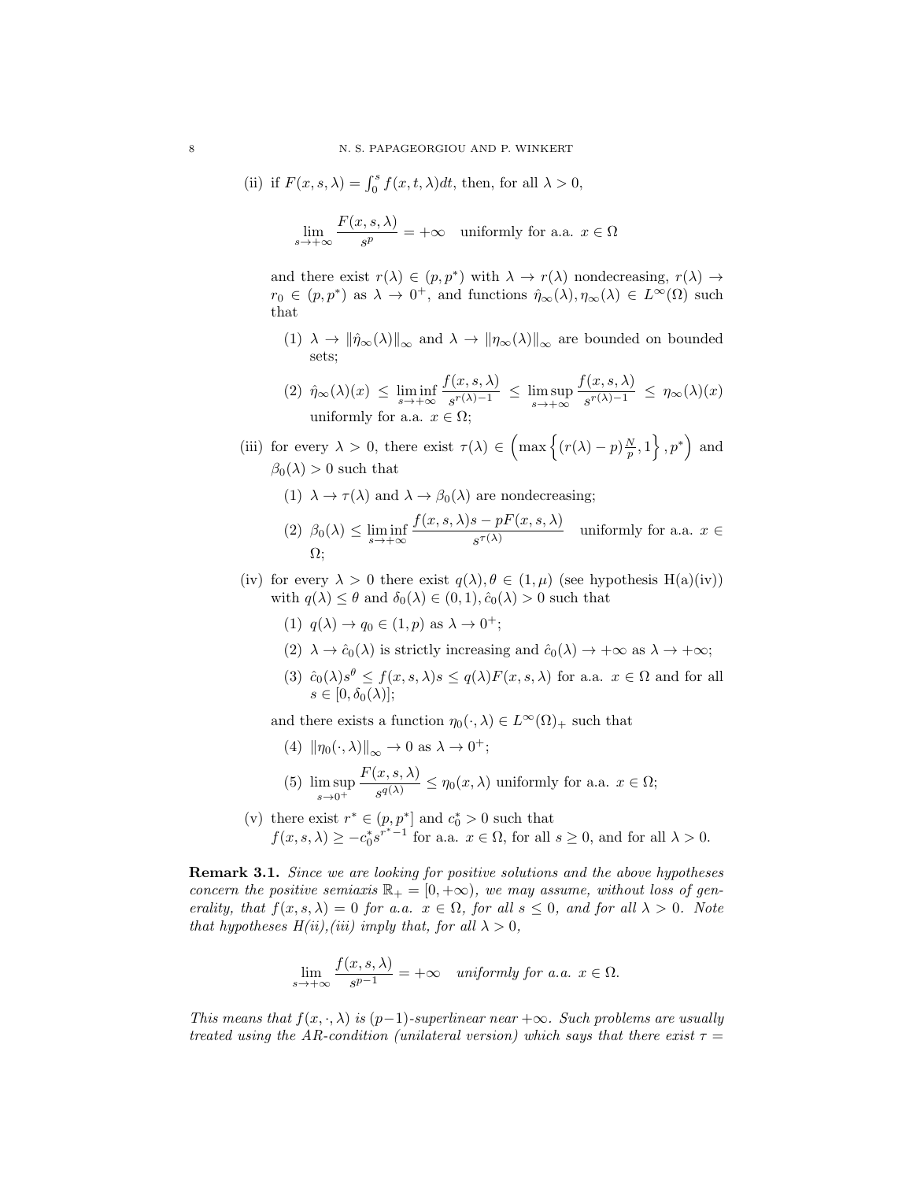(ii) if $F(x,s,\lambda) = \int_0^s f(x,t,\lambda)dt$, then, for all $\lambda > 0$,

$$\lim_{s\to+\infty} \frac{F(x,s,\lambda)}{s^p} = +\infty \quad \text{uniformly for a.a. } x \in \Omega$$

and there exist $r(\lambda) \in (p,p^*)$ with $\lambda \to r(\lambda)$ nondecreasing, $r(\lambda) \to r_0 \in (p,p^*)$ as $\lambda \to 0^+$, and functions $\hat{\eta}_\infty(\lambda), \eta_\infty(\lambda) \in L^\infty(\Omega)$ such that

(1) $\lambda \to \|\hat{\eta}_\infty(\lambda)\|_\infty$ and $\lambda \to \|\eta_\infty(\lambda)\|_\infty$ are bounded on bounded sets;

(2) $\hat{\eta}_\infty(\lambda)(x) \le \liminf\limits_{s\to+\infty} \dfrac{f(x,s,\lambda)}{s^{r(\lambda)-1}} \le \limsup\limits_{s\to+\infty} \dfrac{f(x,s,\lambda)}{s^{r(\lambda)-1}} \le \eta_\infty(\lambda)(x)$ uniformly for a.a. $x \in \Omega$;

(iii) for every $\lambda > 0$, there exist $\tau(\lambda) \in \left(\max\left\{(r(\lambda)-p)\frac{N}{p}, 1\right\}, p^*\right)$ and $\beta_0(\lambda) > 0$ such that

(1) $\lambda \to \tau(\lambda)$ and $\lambda \to \beta_0(\lambda)$ are nondecreasing;

(2) $\beta_0(\lambda) \le \liminf\limits_{s\to+\infty} \dfrac{f(x,s,\lambda)s - pF(x,s,\lambda)}{s^{\tau(\lambda)}}$ uniformly for a.a. $x \in \Omega$;

(iv) for every $\lambda > 0$ there exist $q(\lambda), \theta \in (1,\mu)$ (see hypothesis H(a)(iv)) with $q(\lambda) \le \theta$ and $\delta_0(\lambda) \in (0,1), \hat{c}_0(\lambda) > 0$ such that

(1) $q(\lambda) \to q_0 \in (1,p)$ as $\lambda \to 0^+$;

(2) $\lambda \to \hat{c}_0(\lambda)$ is strictly increasing and $\hat{c}_0(\lambda) \to +\infty$ as $\lambda \to +\infty$;

(3) $\hat{c}_0(\lambda)s^\theta \le f(x,s,\lambda)s \le q(\lambda)F(x,s,\lambda)$ for a.a. $x \in \Omega$ and for all $s \in [0,\delta_0(\lambda)]$;

and there exists a function $\eta_0(\cdot,\lambda) \in L^\infty(\Omega)_+$ such that

(4) $\|\eta_0(\cdot,\lambda)\|_\infty \to 0$ as $\lambda \to 0^+$;

(5) $\limsup\limits_{s\to 0^+} \dfrac{F(x,s,\lambda)}{s^{q(\lambda)}} \le \eta_0(x,\lambda)$ uniformly for a.a. $x \in \Omega$;

(v) there exist $r^* \in (p,p^*]$ and $c_0^* > 0$ such that $f(x,s,\lambda) \ge -c_0^* s^{r^*-1}$ for a.a. $x \in \Omega$, for all $s \ge 0$, and for all $\lambda > 0$.

**Remark 3.1.** *Since we are looking for positive solutions and the above hypotheses concern the positive semiaxis $\mathbb{R}_+ = [0,+\infty)$, we may assume, without loss of generality, that $f(x,s,\lambda) = 0$ for a.a. $x \in \Omega$, for all $s \le 0$, and for all $\lambda > 0$. Note that hypotheses H(ii),(iii) imply that, for all $\lambda > 0$,*

$$\lim_{s\to+\infty} \frac{f(x,s,\lambda)}{s^{p-1}} = +\infty \quad \textit{uniformly for a.a. } x \in \Omega.$$

*This means that $f(x,\cdot,\lambda)$ is $(p-1)$-superlinear near $+\infty$. Such problems are usually treated using the AR-condition (unilateral version) which says that there exist $\tau =$*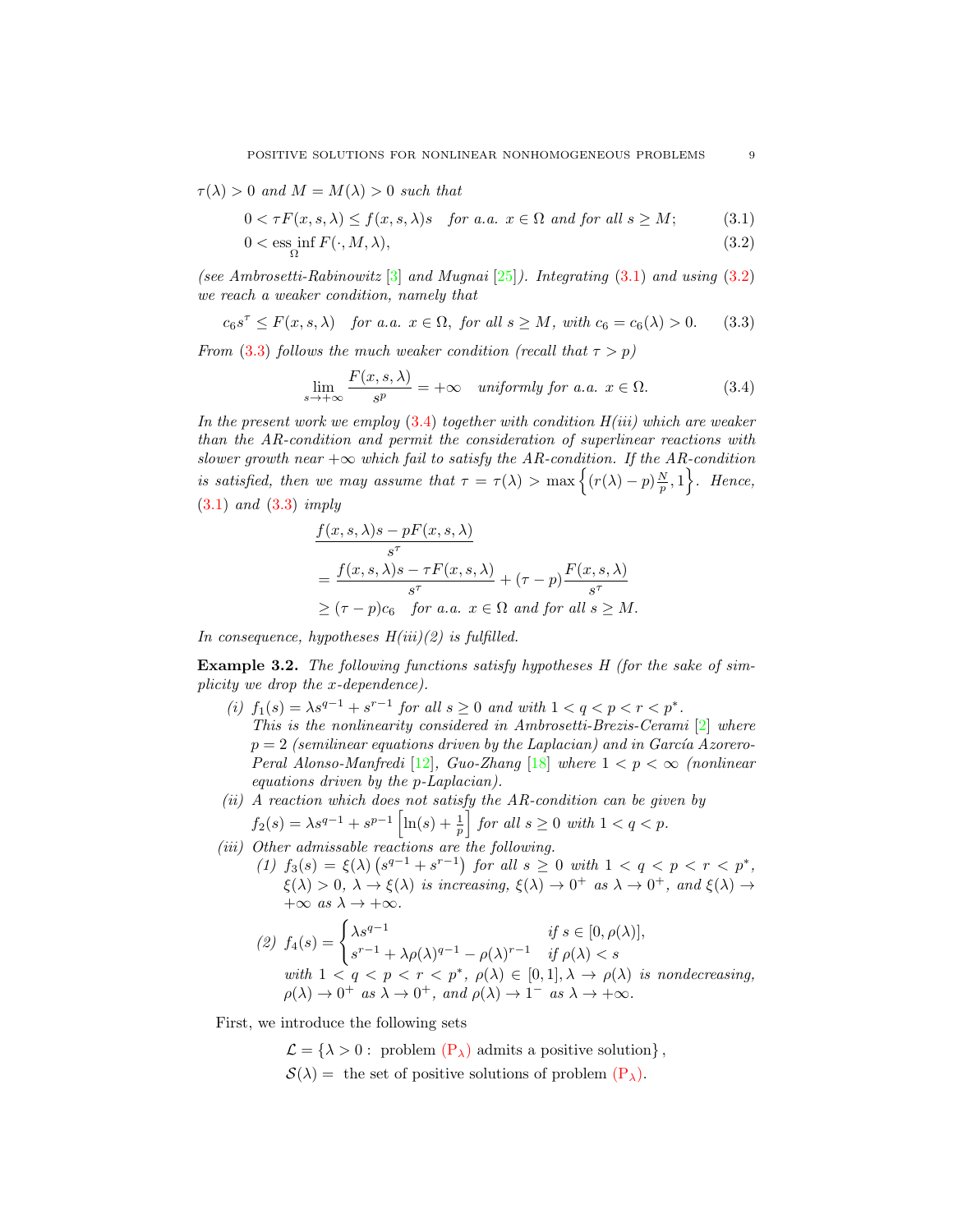*$\tau(\lambda) > 0$ and $M = M(\lambda) > 0$ such that*

$$0 < \tau F(x, s, \lambda) \leq f(x, s, \lambda)s \quad \text{for a.a. } x \in \Omega \text{ and for all } s \geq M; \tag{3.1}$$

$$0 < \operatorname*{ess\,inf}_{\Omega} F(\cdot, M, \lambda), \tag{3.2}$$

*(see Ambrosetti-Rabinowitz [3] and Mugnai [25]). Integrating (3.1) and using (3.2) we reach a weaker condition, namely that*

$$c_6 s^\tau \leq F(x, s, \lambda) \quad \text{for a.a. } x \in \Omega, \text{ for all } s \geq M, \text{ with } c_6 = c_6(\lambda) > 0. \tag{3.3}$$

*From (3.3) follows the much weaker condition (recall that $\tau > p$)*

$$\lim_{s \to +\infty} \frac{F(x, s, \lambda)}{s^p} = +\infty \quad \text{uniformly for a.a. } x \in \Omega. \tag{3.4}$$

*In the present work we employ (3.4) together with condition H(iii) which are weaker than the AR-condition and permit the consideration of superlinear reactions with slower growth near $+\infty$ which fail to satisfy the AR-condition. If the AR-condition is satisfied, then we may assume that $\tau = \tau(\lambda) > \max\left\{(r(\lambda) - p)\frac{N}{p}, 1\right\}$. Hence, (3.1) and (3.3) imply*

$$\begin{aligned}
&\frac{f(x, s, \lambda)s - pF(x, s, \lambda)}{s^\tau} \\
&= \frac{f(x, s, \lambda)s - \tau F(x, s, \lambda)}{s^\tau} + (\tau - p)\frac{F(x, s, \lambda)}{s^\tau} \\
&\geq (\tau - p)c_6 \quad \text{for a.a. } x \in \Omega \text{ and for all } s \geq M.
\end{aligned}$$

*In consequence, hypotheses H(iii)(2) is fulfilled.*

**Example 3.2.** *The following functions satisfy hypotheses H (for the sake of simplicity we drop the x-dependence).*

- *(i) $f_1(s) = \lambda s^{q-1} + s^{r-1}$ for all $s \geq 0$ and with $1 < q < p < r < p^*$.*
  *This is the nonlinearity considered in Ambrosetti-Brezis-Cerami [2] where $p = 2$ (semilinear equations driven by the Laplacian) and in García Azorero-Peral Alonso-Manfredi [12], Guo-Zhang [18] where $1 < p < \infty$ (nonlinear equations driven by the p-Laplacian).*
- *(ii) A reaction which does not satisfy the AR-condition can be given by*
  *$f_2(s) = \lambda s^{q-1} + s^{p-1}\left[\ln(s) + \frac{1}{p}\right]$ for all $s \geq 0$ with $1 < q < p$.*
- *(iii) Other admissable reactions are the following.*
  - *(1) $f_3(s) = \xi(\lambda)\left(s^{q-1} + s^{r-1}\right)$ for all $s \geq 0$ with $1 < q < p < r < p^*$, $\xi(\lambda) > 0$, $\lambda \to \xi(\lambda)$ is increasing, $\xi(\lambda) \to 0^+$ as $\lambda \to 0^+$, and $\xi(\lambda) \to +\infty$ as $\lambda \to +\infty$.*
  - *(2) $f_4(s) = \begin{cases} \lambda s^{q-1} & \text{if } s \in [0, \rho(\lambda)], \\ s^{r-1} + \lambda\rho(\lambda)^{q-1} - \rho(\lambda)^{r-1} & \text{if } \rho(\lambda) < s \end{cases}$*
    *with $1 < q < p < r < p^*$, $\rho(\lambda) \in [0, 1], \lambda \to \rho(\lambda)$ is nondecreasing, $\rho(\lambda) \to 0^+$ as $\lambda \to 0^+$, and $\rho(\lambda) \to 1^-$ as $\lambda \to +\infty$.*

First, we introduce the following sets

$$\mathcal{L} = \{\lambda > 0 : \text{ problem } (\mathrm{P}_\lambda) \text{ admits a positive solution}\},$$

$$\mathcal{S}(\lambda) = \text{ the set of positive solutions of problem } (\mathrm{P}_\lambda).$$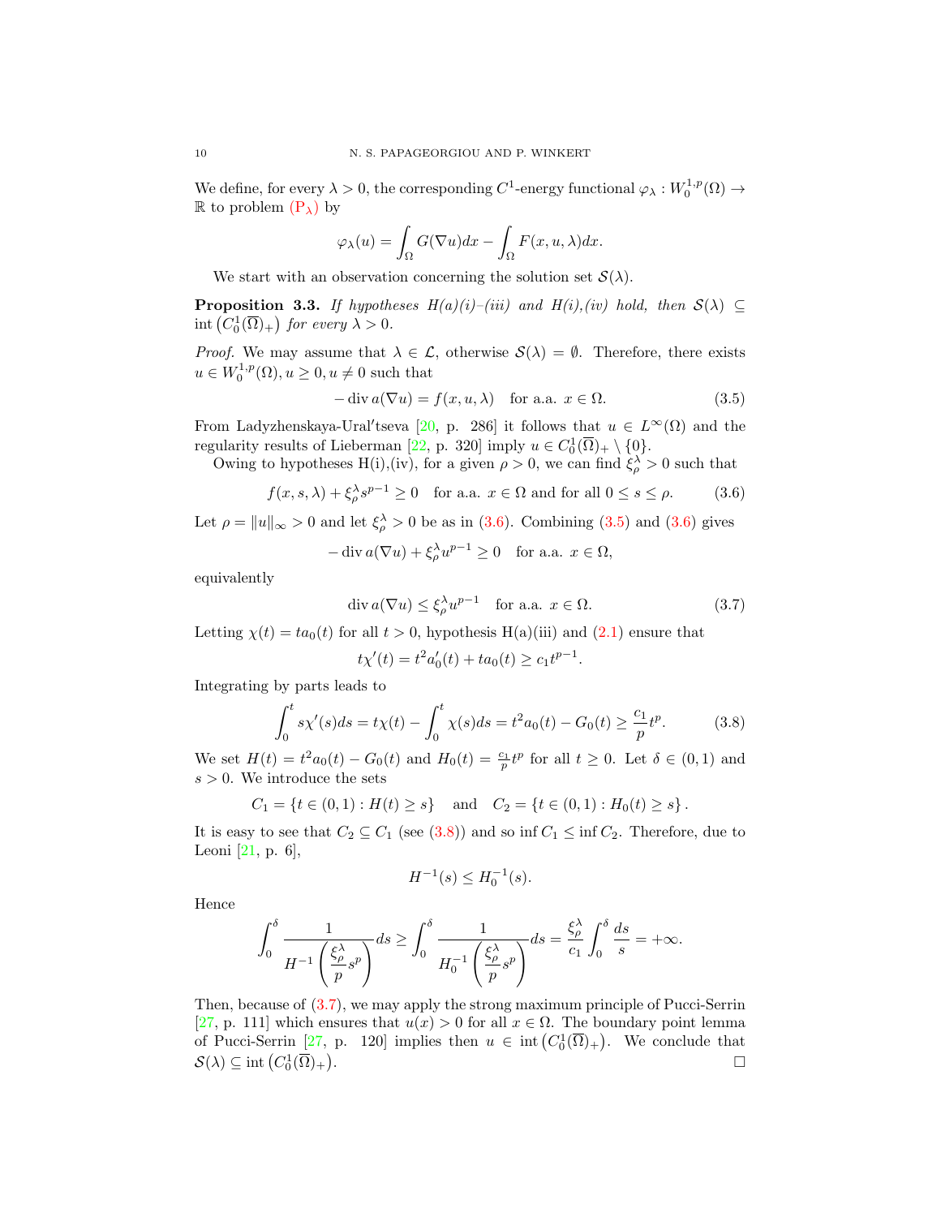We define, for every $\lambda > 0$, the corresponding $C^1$-energy functional $\varphi_\lambda : W_0^{1,p}(\Omega) \to \mathbb{R}$ to problem (P$_\lambda$) by

$$\varphi_\lambda(u) = \int_\Omega G(\nabla u)dx - \int_\Omega F(x,u,\lambda)dx.$$

We start with an observation concerning the solution set $\mathcal{S}(\lambda)$.

**Proposition 3.3.** *If hypotheses H(a)(i)–(iii) and H(i),(iv) hold, then $\mathcal{S}(\lambda) \subseteq \operatorname{int}\left(C_0^1(\overline{\Omega})_+\right)$ for every $\lambda > 0$.*

*Proof.* We may assume that $\lambda \in \mathcal{L}$, otherwise $\mathcal{S}(\lambda) = \emptyset$. Therefore, there exists $u \in W_0^{1,p}(\Omega), u \geq 0, u \neq 0$ such that

$$-\operatorname{div} a(\nabla u) = f(x,u,\lambda) \quad \text{for a.a. } x \in \Omega. \tag{3.5}$$

From Ladyzhenskaya-Ural′tseva [20, p. 286] it follows that $u \in L^\infty(\Omega)$ and the regularity results of Lieberman [22, p. 320] imply $u \in C_0^1(\overline{\Omega})_+ \setminus \{0\}$.

Owing to hypotheses H(i),(iv), for a given $\rho > 0$, we can find $\xi_\rho^\lambda > 0$ such that

$$f(x,s,\lambda) + \xi_\rho^\lambda s^{p-1} \geq 0 \quad \text{for a.a. } x \in \Omega \text{ and for all } 0 \leq s \leq \rho. \tag{3.6}$$

Let $\rho = \|u\|_\infty > 0$ and let $\xi_\rho^\lambda > 0$ be as in (3.6). Combining (3.5) and (3.6) gives

$$-\operatorname{div} a(\nabla u) + \xi_\rho^\lambda u^{p-1} \geq 0 \quad \text{for a.a. } x \in \Omega,$$

equivalently

$$\operatorname{div} a(\nabla u) \leq \xi_\rho^\lambda u^{p-1} \quad \text{for a.a. } x \in \Omega. \tag{3.7}$$

Letting $\chi(t) = ta_0(t)$ for all $t > 0$, hypothesis H(a)(iii) and (2.1) ensure that

$$t\chi'(t) = t^2 a_0'(t) + ta_0(t) \geq c_1 t^{p-1}.$$

Integrating by parts leads to

$$\int_0^t s\chi'(s)ds = t\chi(t) - \int_0^t \chi(s)ds = t^2 a_0(t) - G_0(t) \geq \frac{c_1}{p} t^p. \tag{3.8}$$

We set $H(t) = t^2 a_0(t) - G_0(t)$ and $H_0(t) = \frac{c_1}{p} t^p$ for all $t \geq 0$. Let $\delta \in (0,1)$ and $s > 0$. We introduce the sets

$$C_1 = \{t \in (0,1) : H(t) \geq s\} \quad \text{and} \quad C_2 = \{t \in (0,1) : H_0(t) \geq s\}.$$

It is easy to see that $C_2 \subseteq C_1$ (see (3.8)) and so $\inf C_1 \leq \inf C_2$. Therefore, due to Leoni [21, p. 6],

$$H^{-1}(s) \leq H_0^{-1}(s).$$

Hence

$$\int_0^\delta \frac{1}{H^{-1}\left(\frac{\xi_\rho^\lambda}{p} s^p\right)} ds \geq \int_0^\delta \frac{1}{H_0^{-1}\left(\frac{\xi_\rho^\lambda}{p} s^p\right)} ds = \frac{\xi_\rho^\lambda}{c_1} \int_0^\delta \frac{ds}{s} = +\infty.$$

Then, because of (3.7), we may apply the strong maximum principle of Pucci-Serrin [27, p. 111] which ensures that $u(x) > 0$ for all $x \in \Omega$. The boundary point lemma of Pucci-Serrin [27, p. 120] implies then $u \in \operatorname{int}\left(C_0^1(\overline{\Omega})_+\right)$. We conclude that $\mathcal{S}(\lambda) \subseteq \operatorname{int}\left(C_0^1(\overline{\Omega})_+\right)$. □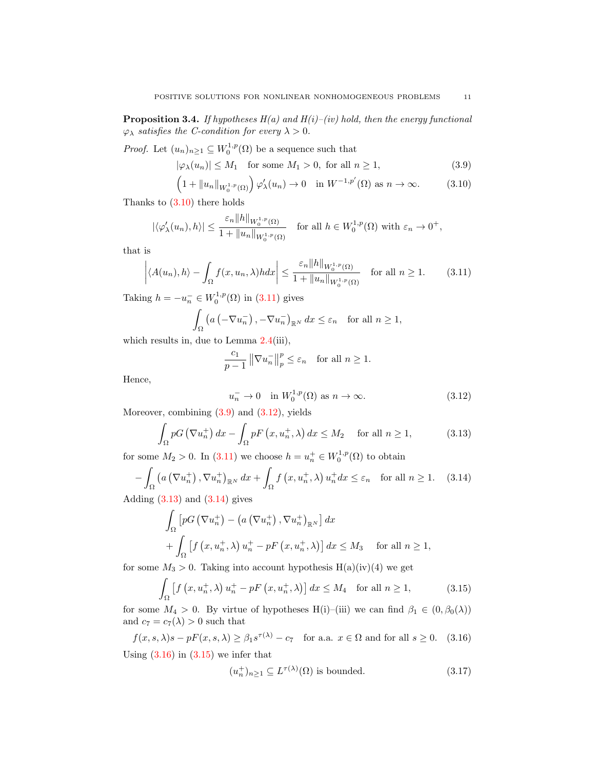**Proposition 3.4.** *If hypotheses H(a) and H(i)–(iv) hold, then the energy functional $\varphi_\lambda$ satisfies the C-condition for every $\lambda > 0$.*

*Proof.* Let $(u_n)_{n\geq 1} \subseteq W_0^{1,p}(\Omega)$ be a sequence such that

$$|\varphi_\lambda(u_n)| \leq M_1 \quad \text{for some } M_1 > 0, \text{ for all } n \geq 1, \tag{3.9}$$

$$\left(1 + \|u_n\|_{W_0^{1,p}(\Omega)}\right) \varphi_\lambda'(u_n) \to 0 \quad \text{in } W^{-1,p'}(\Omega) \text{ as } n \to \infty. \tag{3.10}$$

Thanks to (3.10) there holds

$$|\langle \varphi_\lambda'(u_n), h\rangle| \leq \frac{\varepsilon_n \|h\|_{W_0^{1,p}(\Omega)}}{1 + \|u_n\|_{W_0^{1,p}(\Omega)}} \quad \text{for all } h \in W_0^{1,p}(\Omega) \text{ with } \varepsilon_n \to 0^+,$$

that is

$$\left| \langle A(u_n), h\rangle - \int_\Omega f(x, u_n, \lambda) h dx \right| \leq \frac{\varepsilon_n \|h\|_{W_0^{1,p}(\Omega)}}{1 + \|u_n\|_{W_0^{1,p}(\Omega)}} \quad \text{for all } n \geq 1. \tag{3.11}$$

Taking $h = -u_n^- \in W_0^{1,p}(\Omega)$ in (3.11) gives

$$\int_\Omega \left(a\left(-\nabla u_n^-\right), -\nabla u_n^-\right)_{\mathbb{R}^N} dx \leq \varepsilon_n \quad \text{for all } n \geq 1,$$

which results in, due to Lemma 2.4(iii),

$$\frac{c_1}{p-1} \left\| \nabla u_n^- \right\|_p^p \leq \varepsilon_n \quad \text{for all } n \geq 1.$$

Hence,

$$u_n^- \to 0 \quad \text{in } W_0^{1,p}(\Omega) \text{ as } n \to \infty. \tag{3.12}$$

Moreover, combining (3.9) and (3.12), yields

$$\int_\Omega pG\left(\nabla u_n^+\right) dx - \int_\Omega pF\left(x, u_n^+, \lambda\right) dx \leq M_2 \quad \text{for all } n \geq 1, \tag{3.13}$$

for some $M_2 > 0$. In (3.11) we choose $h = u_n^+ \in W_0^{1,p}(\Omega)$ to obtain

$$-\int_\Omega \left(a\left(\nabla u_n^+\right), \nabla u_n^+\right)_{\mathbb{R}^N} dx + \int_\Omega f\left(x, u_n^+, \lambda\right) u_n^+ dx \leq \varepsilon_n \quad \text{for all } n \geq 1. \tag{3.14}$$

Adding (3.13) and (3.14) gives

$$\begin{aligned}
&\int_\Omega \left[pG\left(\nabla u_n^+\right) - \left(a\left(\nabla u_n^+\right), \nabla u_n^+\right)_{\mathbb{R}^N}\right] dx \\
&+ \int_\Omega \left[f\left(x, u_n^+, \lambda\right) u_n^+ - pF\left(x, u_n^+, \lambda\right)\right] dx \leq M_3 \quad \text{for all } n \geq 1,
\end{aligned}$$

for some $M_3 > 0$. Taking into account hypothesis H(a)(iv)(4) we get

$$\int_\Omega \left[f\left(x, u_n^+, \lambda\right) u_n^+ - pF\left(x, u_n^+, \lambda\right)\right] dx \leq M_4 \quad \text{for all } n \geq 1, \tag{3.15}$$

for some $M_4 > 0$. By virtue of hypotheses H(i)–(iii) we can find $\beta_1 \in (0, \beta_0(\lambda))$ and $c_7 = c_7(\lambda) > 0$ such that

$$f(x, s, \lambda)s - pF(x, s, \lambda) \geq \beta_1 s^{\tau(\lambda)} - c_7 \quad \text{for a.a. } x \in \Omega \text{ and for all } s \geq 0. \tag{3.16}$$

Using (3.16) in (3.15) we infer that

$$(u_n^+)_{n\geq 1} \subseteq L^{\tau(\lambda)}(\Omega) \text{ is bounded.} \tag{3.17}$$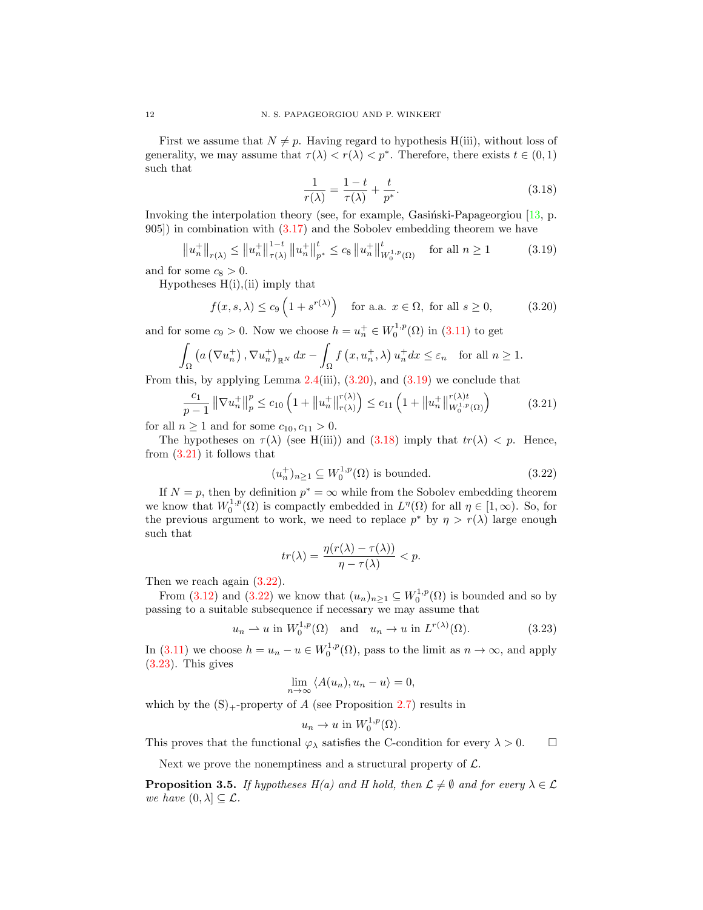First we assume that $N \neq p$. Having regard to hypothesis H(iii), without loss of generality, we may assume that $\tau(\lambda) < r(\lambda) < p^*$. Therefore, there exists $t \in (0,1)$ such that

$$\frac{1}{r(\lambda)} = \frac{1-t}{\tau(\lambda)} + \frac{t}{p^*}. \tag{3.18}$$

Invoking the interpolation theory (see, for example, Gasiński-Papageorgiou [13, p. 905]) in combination with (3.17) and the Sobolev embedding theorem we have

$$\left\|u_n^+\right\|_{r(\lambda)} \leq \left\|u_n^+\right\|_{\tau(\lambda)}^{1-t} \left\|u_n^+\right\|_{p^*}^{t} \leq c_8 \left\|u_n^+\right\|_{W_0^{1,p}(\Omega)}^{t} \quad \text{for all } n \geq 1 \tag{3.19}$$

and for some $c_8 > 0$.

Hypotheses H(i),(ii) imply that

$$f(x,s,\lambda) \leq c_9 \left(1 + s^{r(\lambda)}\right) \quad \text{for a.a. } x \in \Omega, \text{ for all } s \geq 0, \tag{3.20}$$

and for some $c_9 > 0$. Now we choose $h = u_n^+ \in W_0^{1,p}(\Omega)$ in (3.11) to get

$$\int_\Omega \left(a\left(\nabla u_n^+\right), \nabla u_n^+\right)_{\mathbb{R}^N} dx - \int_\Omega f\left(x, u_n^+, \lambda\right) u_n^+ dx \leq \varepsilon_n \quad \text{for all } n \geq 1.$$

From this, by applying Lemma 2.4(iii), (3.20), and (3.19) we conclude that

$$\frac{c_1}{p-1} \left\|\nabla u_n^+\right\|_p^p \leq c_{10} \left(1 + \left\|u_n^+\right\|_{r(\lambda)}^{r(\lambda)}\right) \leq c_{11} \left(1 + \left\|u_n^+\right\|_{W_0^{1,p}(\Omega)}^{r(\lambda)t}\right) \tag{3.21}$$

for all $n \geq 1$ and for some $c_{10}, c_{11} > 0$.

The hypotheses on $\tau(\lambda)$ (see H(iii)) and (3.18) imply that $tr(\lambda) < p$. Hence, from (3.21) it follows that

$$(u_n^+)_{n \geq 1} \subseteq W_0^{1,p}(\Omega) \text{ is bounded.} \tag{3.22}$$

If $N = p$, then by definition $p^* = \infty$ while from the Sobolev embedding theorem we know that $W_0^{1,p}(\Omega)$ is compactly embedded in $L^\eta(\Omega)$ for all $\eta \in [1, \infty)$. So, for the previous argument to work, we need to replace $p^*$ by $\eta > r(\lambda)$ large enough such that

$$tr(\lambda) = \frac{\eta(r(\lambda) - \tau(\lambda))}{\eta - \tau(\lambda)} < p.$$

Then we reach again (3.22).

From (3.12) and (3.22) we know that $(u_n)_{n \geq 1} \subseteq W_0^{1,p}(\Omega)$ is bounded and so by passing to a suitable subsequence if necessary we may assume that

$$u_n \rightharpoonup u \text{ in } W_0^{1,p}(\Omega) \quad \text{and} \quad u_n \to u \text{ in } L^{r(\lambda)}(\Omega). \tag{3.23}$$

In (3.11) we choose $h = u_n - u \in W_0^{1,p}(\Omega)$, pass to the limit as $n \to \infty$, and apply (3.23). This gives

$$\lim_{n \to \infty} \langle A(u_n), u_n - u \rangle = 0,$$

which by the $(\mathrm{S})_+$-property of $A$ (see Proposition 2.7) results in

$$u_n \to u \text{ in } W_0^{1,p}(\Omega).$$

This proves that the functional $\varphi_\lambda$ satisfies the C-condition for every $\lambda > 0$. $\square$

Next we prove the nonemptiness and a structural property of $\mathcal{L}$.

**Proposition 3.5.** *If hypotheses H(a) and H hold, then $\mathcal{L} \neq \emptyset$ and for every $\lambda \in \mathcal{L}$ we have $(0, \lambda] \subseteq \mathcal{L}$.*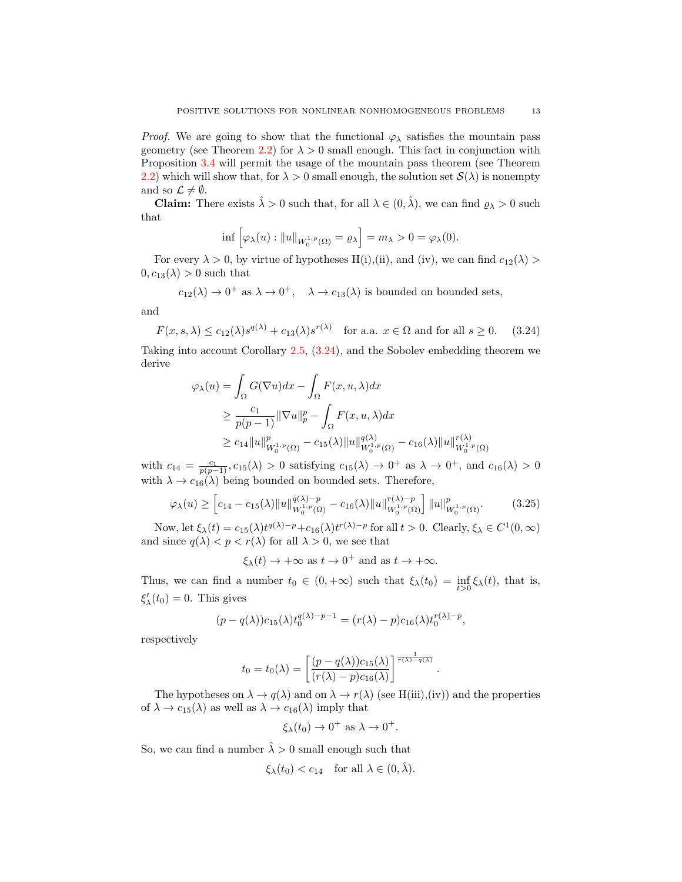*Proof.* We are going to show that the functional $\varphi_\lambda$ satisfies the mountain pass geometry (see Theorem 2.2) for $\lambda > 0$ small enough. This fact in conjunction with Proposition 3.4 will permit the usage of the mountain pass theorem (see Theorem 2.2) which will show that, for $\lambda > 0$ small enough, the solution set $\mathcal{S}(\lambda)$ is nonempty and so $\mathcal{L} \neq \emptyset$.

**Claim:** There exists $\hat{\lambda} > 0$ such that, for all $\lambda \in (0, \hat{\lambda})$, we can find $\varrho_\lambda > 0$ such that

$$\inf \left[ \varphi_\lambda(u) : \|u\|_{W_0^{1,p}(\Omega)} = \varrho_\lambda \right] = m_\lambda > 0 = \varphi_\lambda(0).$$

For every $\lambda > 0$, by virtue of hypotheses H(i),(ii), and (iv), we can find $c_{12}(\lambda) > 0, c_{13}(\lambda) > 0$ such that

$$c_{12}(\lambda) \to 0^+ \text{ as } \lambda \to 0^+, \quad \lambda \to c_{13}(\lambda) \text{ is bounded on bounded sets,}$$

and

$$F(x, s, \lambda) \leq c_{12}(\lambda) s^{q(\lambda)} + c_{13}(\lambda) s^{r(\lambda)} \quad \text{for a.a. } x \in \Omega \text{ and for all } s \geq 0. \tag{3.24}$$

Taking into account Corollary 2.5, (3.24), and the Sobolev embedding theorem we derive

$$\begin{aligned}
\varphi_\lambda(u) &= \int_\Omega G(\nabla u) dx - \int_\Omega F(x, u, \lambda) dx \\
&\geq \frac{c_1}{p(p-1)} \|\nabla u\|_p^p - \int_\Omega F(x, u, \lambda) dx \\
&\geq c_{14} \|u\|_{W_0^{1,p}(\Omega)}^p - c_{15}(\lambda) \|u\|_{W_0^{1,p}(\Omega)}^{q(\lambda)} - c_{16}(\lambda) \|u\|_{W_0^{1,p}(\Omega)}^{r(\lambda)}
\end{aligned}$$

with $c_{14} = \frac{c_1}{p(p-1)}, c_{15}(\lambda) > 0$ satisfying $c_{15}(\lambda) \to 0^+$ as $\lambda \to 0^+$, and $c_{16}(\lambda) > 0$ with $\lambda \to c_{16}(\lambda)$ being bounded on bounded sets. Therefore,

$$\varphi_\lambda(u) \geq \left[ c_{14} - c_{15}(\lambda) \|u\|_{W_0^{1,p}(\Omega)}^{q(\lambda)-p} - c_{16}(\lambda) \|u\|_{W_0^{1,p}(\Omega)}^{r(\lambda)-p} \right] \|u\|_{W_0^{1,p}(\Omega)}^p. \tag{3.25}$$

Now, let $\xi_\lambda(t) = c_{15}(\lambda) t^{q(\lambda)-p} + c_{16}(\lambda) t^{r(\lambda)-p}$ for all $t > 0$. Clearly, $\xi_\lambda \in C^1(0, \infty)$ and since $q(\lambda) < p < r(\lambda)$ for all $\lambda > 0$, we see that

$$\xi_\lambda(t) \to +\infty \text{ as } t \to 0^+ \text{ and as } t \to +\infty.$$

Thus, we can find a number $t_0 \in (0, +\infty)$ such that $\xi_\lambda(t_0) = \inf_{t>0} \xi_\lambda(t)$, that is, $\xi_\lambda'(t_0) = 0$. This gives

$$(p - q(\lambda)) c_{15}(\lambda) t_0^{q(\lambda)-p-1} = (r(\lambda) - p) c_{16}(\lambda) t_0^{r(\lambda)-p},$$

respectively

$$t_0 = t_0(\lambda) = \left[ \frac{(p - q(\lambda)) c_{15}(\lambda)}{(r(\lambda) - p) c_{16}(\lambda)} \right]^{\frac{1}{r(\lambda)-q(\lambda)}}.$$

The hypotheses on $\lambda \to q(\lambda)$ and on $\lambda \to r(\lambda)$ (see H(iii),(iv)) and the properties of $\lambda \to c_{15}(\lambda)$ as well as $\lambda \to c_{16}(\lambda)$ imply that

$$\xi_\lambda(t_0) \to 0^+ \text{ as } \lambda \to 0^+.$$

So, we can find a number $\hat{\lambda} > 0$ small enough such that

$$\xi_\lambda(t_0) < c_{14} \quad \text{for all } \lambda \in (0, \hat{\lambda}).$$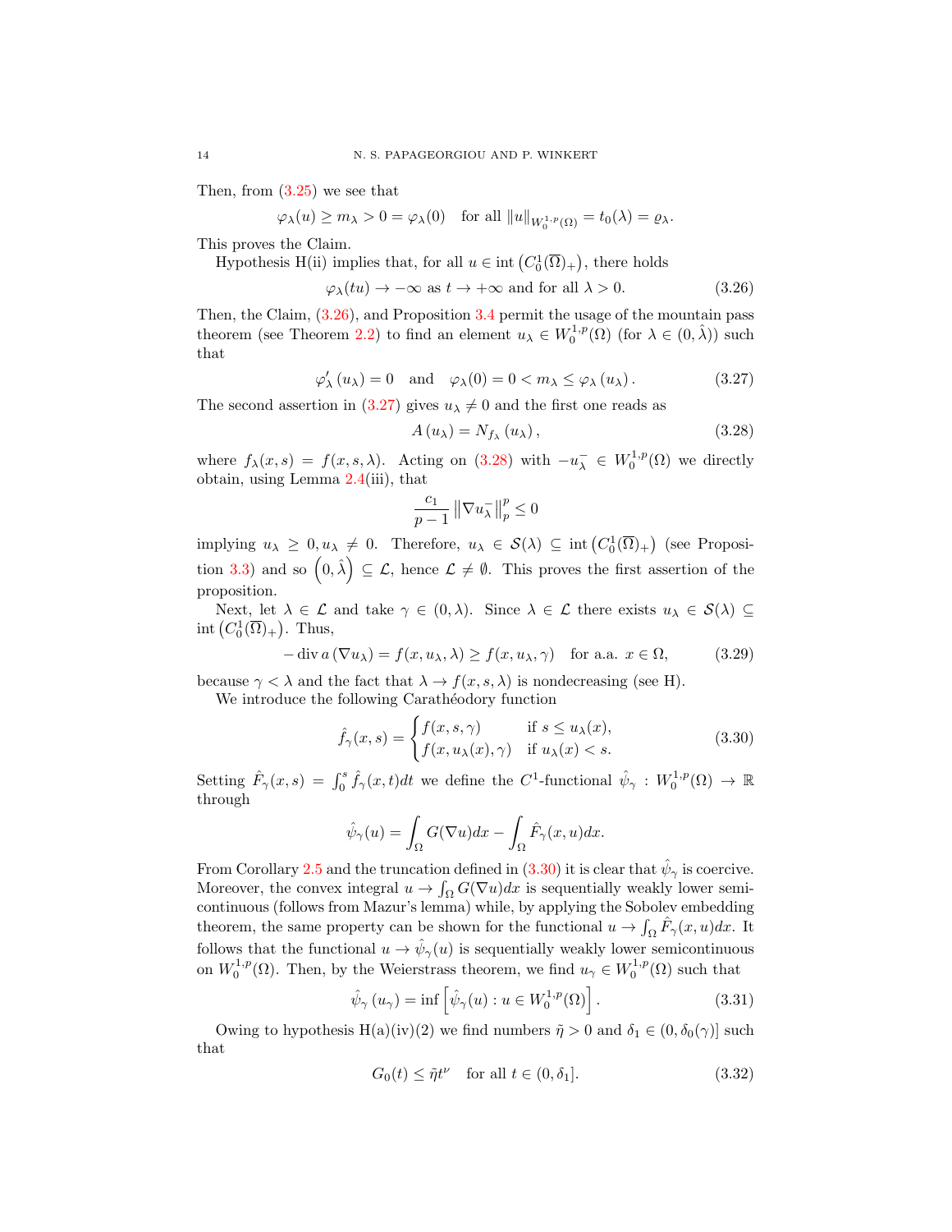Then, from (3.25) we see that

$$\varphi_\lambda(u) \geq m_\lambda > 0 = \varphi_\lambda(0) \quad \text{for all } \|u\|_{W_0^{1,p}(\Omega)} = t_0(\lambda) = \varrho_\lambda.$$

This proves the Claim.

Hypothesis H(ii) implies that, for all $u \in \operatorname{int}\left(C_0^1(\overline{\Omega})_+\right)$, there holds

$$\varphi_\lambda(tu) \to -\infty \text{ as } t \to +\infty \text{ and for all } \lambda > 0. \tag{3.26}$$

Then, the Claim, (3.26), and Proposition 3.4 permit the usage of the mountain pass theorem (see Theorem 2.2) to find an element $u_\lambda \in W_0^{1,p}(\Omega)$ (for $\lambda \in (0, \hat{\lambda})$) such that

$$\varphi_\lambda'(u_\lambda) = 0 \quad \text{and} \quad \varphi_\lambda(0) = 0 < m_\lambda \leq \varphi_\lambda(u_\lambda). \tag{3.27}$$

The second assertion in (3.27) gives $u_\lambda \neq 0$ and the first one reads as

$$A(u_\lambda) = N_{f_\lambda}(u_\lambda), \tag{3.28}$$

where $f_\lambda(x,s) = f(x,s,\lambda)$. Acting on (3.28) with $-u_\lambda^- \in W_0^{1,p}(\Omega)$ we directly obtain, using Lemma 2.4(iii), that

$$\frac{c_1}{p-1}\left\|\nabla u_\lambda^-\right\|_p^p \leq 0$$

implying $u_\lambda \geq 0, u_\lambda \neq 0$. Therefore, $u_\lambda \in \mathcal{S}(\lambda) \subseteq \operatorname{int}\left(C_0^1(\overline{\Omega})_+\right)$ (see Proposition 3.3) and so $\left(0, \hat{\lambda}\right) \subseteq \mathcal{L}$, hence $\mathcal{L} \neq \emptyset$. This proves the first assertion of the proposition.

Next, let $\lambda \in \mathcal{L}$ and take $\gamma \in (0, \lambda)$. Since $\lambda \in \mathcal{L}$ there exists $u_\lambda \in \mathcal{S}(\lambda) \subseteq \operatorname{int}\left(C_0^1(\overline{\Omega})_+\right)$. Thus,

$$-\operatorname{div} a(\nabla u_\lambda) = f(x, u_\lambda, \lambda) \geq f(x, u_\lambda, \gamma) \quad \text{for a.a. } x \in \Omega, \tag{3.29}$$

because $\gamma < \lambda$ and the fact that $\lambda \to f(x,s,\lambda)$ is nondecreasing (see H).

We introduce the following Carathéodory function

$$\hat{f}_\gamma(x,s) = \begin{cases} f(x,s,\gamma) & \text{if } s \leq u_\lambda(x), \\ f(x, u_\lambda(x), \gamma) & \text{if } u_\lambda(x) < s. \end{cases} \tag{3.30}$$

Setting $\hat{F}_\gamma(x,s) = \int_0^s \hat{f}_\gamma(x,t)dt$ we define the $C^1$-functional $\hat{\psi}_\gamma : W_0^{1,p}(\Omega) \to \mathbb{R}$ through

$$\hat{\psi}_\gamma(u) = \int_\Omega G(\nabla u)dx - \int_\Omega \hat{F}_\gamma(x,u)dx.$$

From Corollary 2.5 and the truncation defined in (3.30) it is clear that $\hat{\psi}_\gamma$ is coercive. Moreover, the convex integral $u \to \int_\Omega G(\nabla u)dx$ is sequentially weakly lower semicontinuous (follows from Mazur's lemma) while, by applying the Sobolev embedding theorem, the same property can be shown for the functional $u \to \int_\Omega \hat{F}_\gamma(x,u)dx$. It follows that the functional $u \to \hat{\psi}_\gamma(u)$ is sequentially weakly lower semicontinuous on $W_0^{1,p}(\Omega)$. Then, by the Weierstrass theorem, we find $u_\gamma \in W_0^{1,p}(\Omega)$ such that

$$\hat{\psi}_\gamma(u_\gamma) = \inf\left[\hat{\psi}_\gamma(u) : u \in W_0^{1,p}(\Omega)\right]. \tag{3.31}$$

Owing to hypothesis H(a)(iv)(2) we find numbers $\tilde{\eta} > 0$ and $\delta_1 \in (0, \delta_0(\gamma)]$ such that

$$G_0(t) \leq \tilde{\eta} t^\nu \quad \text{for all } t \in (0, \delta_1]. \tag{3.32}$$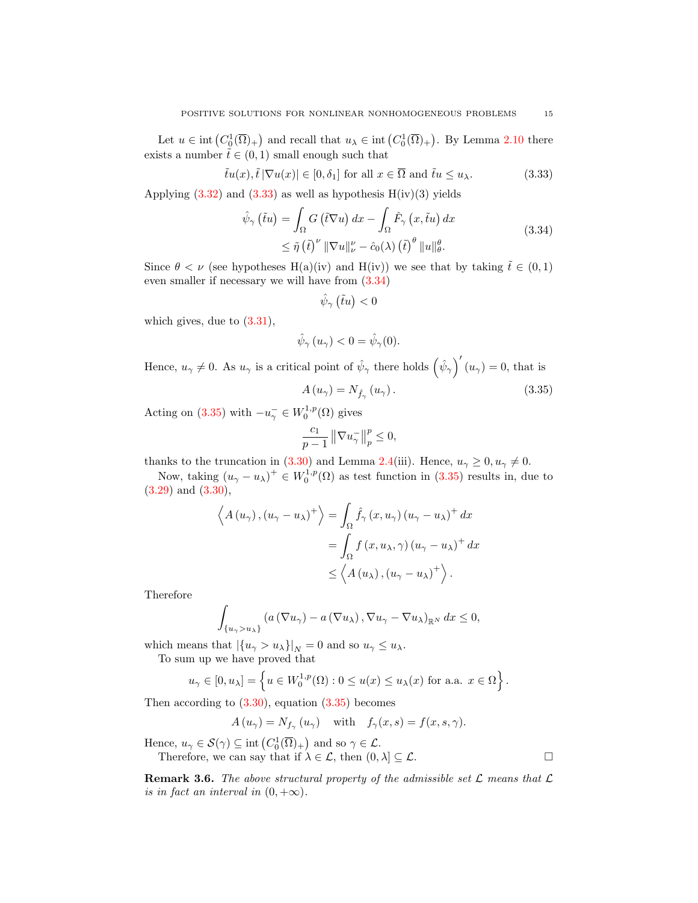Let $u \in \operatorname{int}\left(C_0^1(\overline{\Omega})_+\right)$ and recall that $u_\lambda \in \operatorname{int}\left(C_0^1(\overline{\Omega})_+\right)$. By Lemma 2.10 there exists a number $\tilde{t} \in (0,1)$ small enough such that

$$
\tilde{t}u(x), \tilde{t}\,|\nabla u(x)| \in [0,\delta_1] \text{ for all } x \in \overline{\Omega} \text{ and } \tilde{t}u \leq u_\lambda. \tag{3.33}
$$

Applying (3.32) and (3.33) as well as hypothesis H(iv)(3) yields

$$
\begin{aligned}
\hat{\psi}_\gamma\left(\tilde{t}u\right) &= \int_\Omega G\left(\tilde{t}\nabla u\right) dx - \int_\Omega \hat{F}_\gamma\left(x, \tilde{t}u\right) dx \\
&\leq \tilde{\eta}\left(\tilde{t}\right)^\nu \|\nabla u\|_\nu^\nu - \hat{c}_0(\lambda)\left(\tilde{t}\right)^\theta \|u\|_\theta^\theta.
\end{aligned} \tag{3.34}
$$

Since $\theta < \nu$ (see hypotheses H(a)(iv) and H(iv)) we see that by taking $\tilde{t} \in (0,1)$ even smaller if necessary we will have from (3.34)

$$
\hat{\psi}_\gamma\left(\tilde{t}u\right) < 0
$$

which gives, due to (3.31),

$$
\hat{\psi}_\gamma\left(u_\gamma\right) < 0 = \hat{\psi}_\gamma(0).
$$

Hence, $u_\gamma \neq 0$. As $u_\gamma$ is a critical point of $\hat{\psi}_\gamma$ there holds $\left(\hat{\psi}_\gamma\right)'(u_\gamma) = 0$, that is

$$
A\left(u_\gamma\right) = N_{\hat{f}_\gamma}\left(u_\gamma\right). \tag{3.35}
$$

Acting on (3.35) with $-u_\gamma^- \in W_0^{1,p}(\Omega)$ gives

$$
\frac{c_1}{p-1}\left\|\nabla u_\gamma^-\right\|_p^p \leq 0,
$$

thanks to the truncation in (3.30) and Lemma 2.4(iii). Hence, $u_\gamma \geq 0, u_\gamma \neq 0$.

Now, taking $\left(u_\gamma - u_\lambda\right)^+ \in W_0^{1,p}(\Omega)$ as test function in (3.35) results in, due to (3.29) and (3.30),

$$
\begin{aligned}
\left\langle A\left(u_\gamma\right), \left(u_\gamma - u_\lambda\right)^+\right\rangle &= \int_\Omega \hat{f}_\gamma\left(x, u_\gamma\right)\left(u_\gamma - u_\lambda\right)^+ dx \\
&= \int_\Omega f\left(x, u_\lambda, \gamma\right)\left(u_\gamma - u_\lambda\right)^+ dx \\
&\leq \left\langle A\left(u_\lambda\right), \left(u_\gamma - u_\lambda\right)^+\right\rangle.
\end{aligned}
$$

Therefore

$$
\int_{\{u_\gamma > u_\lambda\}} \left(a\left(\nabla u_\gamma\right) - a\left(\nabla u_\lambda\right), \nabla u_\gamma - \nabla u_\lambda\right)_{\mathbb{R}^N} dx \leq 0,
$$

which means that $\left|\{u_\gamma > u_\lambda\}\right|_N = 0$ and so $u_\gamma \leq u_\lambda$.

To sum up we have proved that

$$
u_\gamma \in [0, u_\lambda] = \left\{u \in W_0^{1,p}(\Omega) : 0 \leq u(x) \leq u_\lambda(x) \text{ for a.a. } x \in \Omega\right\}.
$$

Then according to (3.30), equation (3.35) becomes

$$
A\left(u_\gamma\right) = N_{f_\gamma}\left(u_\gamma\right) \quad \text{with} \quad f_\gamma(x,s) = f(x,s,\gamma).
$$

Hence, $u_\gamma \in \mathcal{S}(\gamma) \subseteq \operatorname{int}\left(C_0^1(\overline{\Omega})_+\right)$ and so $\gamma \in \mathcal{L}$.

Therefore, we can say that if $\lambda \in \mathcal{L}$, then $(0,\lambda] \subseteq \mathcal{L}$. $\square$

**Remark 3.6.** *The above structural property of the admissible set $\mathcal{L}$ means that $\mathcal{L}$ is in fact an interval in $(0,+\infty)$.*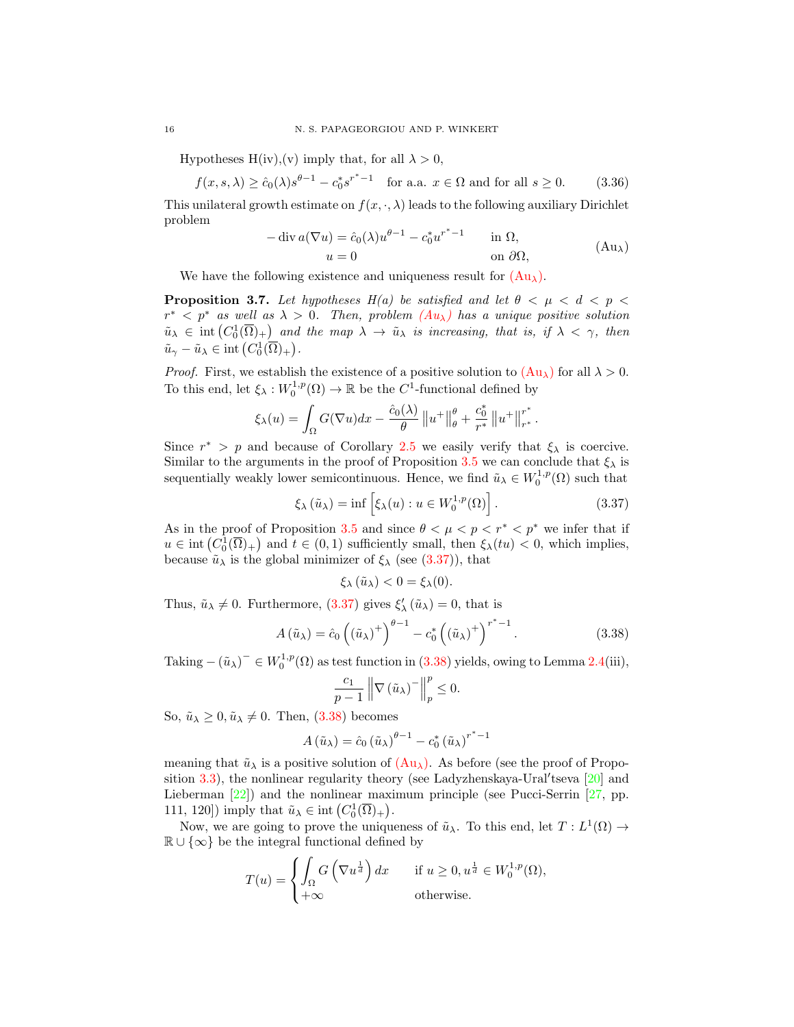Hypotheses H(iv),(v) imply that, for all $\lambda > 0$,

$$f(x, s, \lambda) \geq \hat{c}_0(\lambda) s^{\theta-1} - c_0^* s^{r^*-1} \quad \text{for a.a. } x \in \Omega \text{ and for all } s \geq 0. \tag{3.36}$$

This unilateral growth estimate on $f(x, \cdot, \lambda)$ leads to the following auxiliary Dirichlet problem

$$\begin{aligned} -\operatorname{div} a(\nabla u) &= \hat{c}_0(\lambda) u^{\theta-1} - c_0^* u^{r^*-1} \qquad && \text{in } \Omega, \\ u &= 0 && \text{on } \partial\Omega, \end{aligned} \tag{Au$_\lambda$}$$

We have the following existence and uniqueness result for (Au$_\lambda$).

**Proposition 3.7.** *Let hypotheses H(a) be satisfied and let $\theta < \mu < d < p < r^* < p^*$ as well as $\lambda > 0$. Then, problem (Au$_\lambda$) has a unique positive solution $\tilde{u}_\lambda \in \operatorname{int}\left(C_0^1(\overline{\Omega})_+\right)$ and the map $\lambda \to \tilde{u}_\lambda$ is increasing, that is, if $\lambda < \gamma$, then $\tilde{u}_\gamma - \tilde{u}_\lambda \in \operatorname{int}\left(C_0^1(\overline{\Omega})_+\right)$.*

*Proof.* First, we establish the existence of a positive solution to (Au$_\lambda$) for all $\lambda > 0$. To this end, let $\xi_\lambda : W_0^{1,p}(\Omega) \to \mathbb{R}$ be the $C^1$-functional defined by

$$\xi_\lambda(u) = \int_\Omega G(\nabla u) dx - \frac{\hat{c}_0(\lambda)}{\theta} \left\|u^+\right\|_\theta^\theta + \frac{c_0^*}{r^*} \left\|u^+\right\|_{r^*}^{r^*}.$$

Since $r^* > p$ and because of Corollary 2.5 we easily verify that $\xi_\lambda$ is coercive. Similar to the arguments in the proof of Proposition 3.5 we can conclude that $\xi_\lambda$ is sequentially weakly lower semicontinuous. Hence, we find $\tilde{u}_\lambda \in W_0^{1,p}(\Omega)$ such that

$$\xi_\lambda\left(\tilde{u}_\lambda\right) = \inf \left[\xi_\lambda(u) : u \in W_0^{1,p}(\Omega)\right]. \tag{3.37}$$

As in the proof of Proposition 3.5 and since $\theta < \mu < p < r^* < p^*$ we infer that if $u \in \operatorname{int}\left(C_0^1(\overline{\Omega})_+\right)$ and $t \in (0,1)$ sufficiently small, then $\xi_\lambda(tu) < 0$, which implies, because $\tilde{u}_\lambda$ is the global minimizer of $\xi_\lambda$ (see (3.37)), that

$$\xi_\lambda\left(\tilde{u}_\lambda\right) < 0 = \xi_\lambda(0).$$

Thus, $\tilde{u}_\lambda \neq 0$. Furthermore, (3.37) gives $\xi_\lambda'\left(\tilde{u}_\lambda\right) = 0$, that is

$$A\left(\tilde{u}_\lambda\right) = \hat{c}_0 \left(\left(\tilde{u}_\lambda\right)^+\right)^{\theta-1} - c_0^* \left(\left(\tilde{u}_\lambda\right)^+\right)^{r^*-1}. \tag{3.38}$$

Taking $-\left(\tilde{u}_\lambda\right)^- \in W_0^{1,p}(\Omega)$ as test function in (3.38) yields, owing to Lemma 2.4(iii),

$$\frac{c_1}{p-1} \left\|\nabla \left(\tilde{u}_\lambda\right)^-\right\|_p^p \leq 0.$$

So, $\tilde{u}_\lambda \geq 0, \tilde{u}_\lambda \neq 0$. Then, (3.38) becomes

$$A\left(\tilde{u}_\lambda\right) = \hat{c}_0 \left(\tilde{u}_\lambda\right)^{\theta-1} - c_0^* \left(\tilde{u}_\lambda\right)^{r^*-1}$$

meaning that $\tilde{u}_\lambda$ is a positive solution of (Au$_\lambda$). As before (see the proof of Proposition 3.3), the nonlinear regularity theory (see Ladyzhenskaya-Ural′tseva [20] and Lieberman [22]) and the nonlinear maximum principle (see Pucci-Serrin [27, pp. 111, 120]) imply that $\tilde{u}_\lambda \in \operatorname{int}\left(C_0^1(\overline{\Omega})_+\right)$.

Now, we are going to prove the uniqueness of $\tilde{u}_\lambda$. To this end, let $T : L^1(\Omega) \to \mathbb{R} \cup \{\infty\}$ be the integral functional defined by

$$T(u) = \begin{cases} \displaystyle\int_\Omega G\left(\nabla u^{\frac{1}{d}}\right) dx & \text{if } u \geq 0, u^{\frac{1}{d}} \in W_0^{1,p}(\Omega), \\ +\infty & \text{otherwise.} \end{cases}$$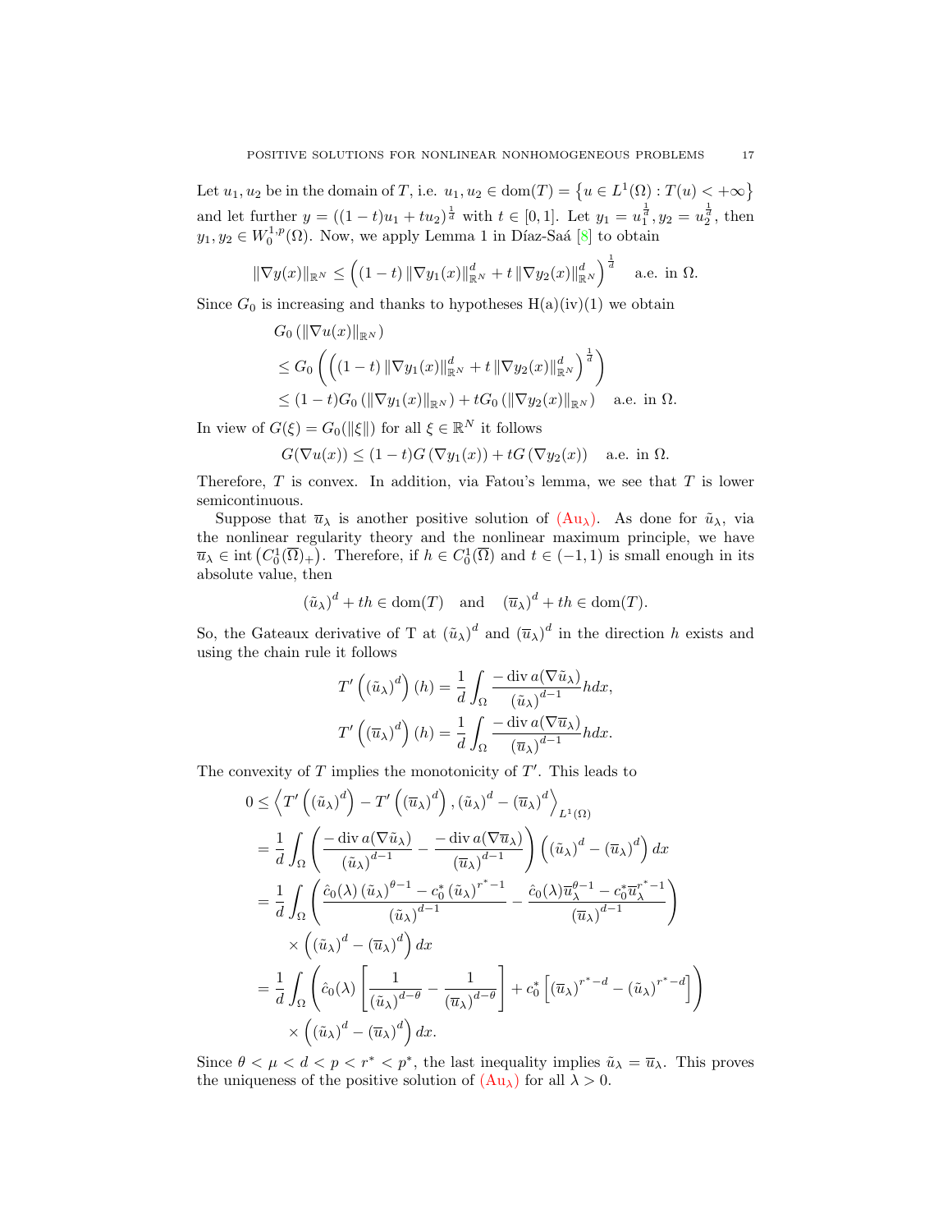Let $u_1, u_2$ be in the domain of $T$, i.e. $u_1, u_2 \in \operatorname{dom}(T) = \left\{u \in L^1(\Omega) : T(u) < +\infty\right\}$ and let further $y = ((1-t)u_1 + tu_2)^{\frac{1}{d}}$ with $t \in [0,1]$. Let $y_1 = u_1^{\frac{1}{d}}, y_2 = u_2^{\frac{1}{d}}$, then $y_1, y_2 \in W_0^{1,p}(\Omega)$. Now, we apply Lemma 1 in Díaz-Saá [8] to obtain

$$\|\nabla y(x)\|_{\mathbb{R}^N} \leq \left((1-t)\,\|\nabla y_1(x)\|_{\mathbb{R}^N}^d + t\,\|\nabla y_2(x)\|_{\mathbb{R}^N}^d\right)^{\frac{1}{d}} \quad \text{a.e. in } \Omega.$$

Since $G_0$ is increasing and thanks to hypotheses H(a)(iv)(1) we obtain

$$\begin{aligned}
&G_0\left(\|\nabla u(x)\|_{\mathbb{R}^N}\right)\\
&\leq G_0\left(\left((1-t)\,\|\nabla y_1(x)\|_{\mathbb{R}^N}^d + t\,\|\nabla y_2(x)\|_{\mathbb{R}^N}^d\right)^{\frac{1}{d}}\right)\\
&\leq (1-t)G_0\left(\|\nabla y_1(x)\|_{\mathbb{R}^N}\right) + tG_0\left(\|\nabla y_2(x)\|_{\mathbb{R}^N}\right) \quad \text{a.e. in } \Omega.
\end{aligned}$$

In view of $G(\xi) = G_0(\|\xi\|)$ for all $\xi \in \mathbb{R}^N$ it follows

$$G(\nabla u(x)) \leq (1-t)G\left(\nabla y_1(x)\right) + tG\left(\nabla y_2(x)\right) \quad \text{a.e. in } \Omega.$$

Therefore, $T$ is convex. In addition, via Fatou's lemma, we see that $T$ is lower semicontinuous.

Suppose that $\overline{u}_\lambda$ is another positive solution of (Au$_\lambda$). As done for $\tilde{u}_\lambda$, via the nonlinear regularity theory and the nonlinear maximum principle, we have $\overline{u}_\lambda \in \operatorname{int}\left(C_0^1(\overline{\Omega})_+\right)$. Therefore, if $h \in C_0^1(\overline{\Omega})$ and $t \in (-1,1)$ is small enough in its absolute value, then

$$(\tilde{u}_\lambda)^d + th \in \operatorname{dom}(T) \quad \text{and} \quad (\overline{u}_\lambda)^d + th \in \operatorname{dom}(T).$$

So, the Gateaux derivative of T at $(\tilde{u}_\lambda)^d$ and $(\overline{u}_\lambda)^d$ in the direction $h$ exists and using the chain rule it follows

$$\begin{aligned}
T'\left((\tilde{u}_\lambda)^d\right)(h) &= \frac{1}{d}\int_\Omega \frac{-\operatorname{div} a(\nabla \tilde{u}_\lambda)}{(\tilde{u}_\lambda)^{d-1}} h\,dx,\\
T'\left((\overline{u}_\lambda)^d\right)(h) &= \frac{1}{d}\int_\Omega \frac{-\operatorname{div} a(\nabla \overline{u}_\lambda)}{(\overline{u}_\lambda)^{d-1}} h\,dx.
\end{aligned}$$

The convexity of $T$ implies the monotonicity of $T'$. This leads to

$$\begin{aligned}
0 &\leq \left\langle T'\left((\tilde{u}_\lambda)^d\right) - T'\left((\overline{u}_\lambda)^d\right), (\tilde{u}_\lambda)^d - (\overline{u}_\lambda)^d \right\rangle_{L^1(\Omega)}\\
&= \frac{1}{d}\int_\Omega \left(\frac{-\operatorname{div} a(\nabla \tilde{u}_\lambda)}{(\tilde{u}_\lambda)^{d-1}} - \frac{-\operatorname{div} a(\nabla \overline{u}_\lambda)}{(\overline{u}_\lambda)^{d-1}}\right)\left((\tilde{u}_\lambda)^d - (\overline{u}_\lambda)^d\right) dx\\
&= \frac{1}{d}\int_\Omega \left(\frac{\hat{c}_0(\lambda)\,(\tilde{u}_\lambda)^{\theta-1} - c_0^*\,(\tilde{u}_\lambda)^{r^*-1}}{(\tilde{u}_\lambda)^{d-1}} - \frac{\hat{c}_0(\lambda)\overline{u}_\lambda^{\theta-1} - c_0^*\overline{u}_\lambda^{r^*-1}}{(\overline{u}_\lambda)^{d-1}}\right)\\
&\qquad \times \left((\tilde{u}_\lambda)^d - (\overline{u}_\lambda)^d\right) dx\\
&= \frac{1}{d}\int_\Omega \left(\hat{c}_0(\lambda)\left[\frac{1}{(\tilde{u}_\lambda)^{d-\theta}} - \frac{1}{(\overline{u}_\lambda)^{d-\theta}}\right] + c_0^*\left[(\overline{u}_\lambda)^{r^*-d} - (\tilde{u}_\lambda)^{r^*-d}\right]\right)\\
&\qquad \times \left((\tilde{u}_\lambda)^d - (\overline{u}_\lambda)^d\right) dx.
\end{aligned}$$

Since $\theta < \mu < d < p < r^* < p^*$, the last inequality implies $\tilde{u}_\lambda = \overline{u}_\lambda$. This proves the uniqueness of the positive solution of (Au$_\lambda$) for all $\lambda > 0$.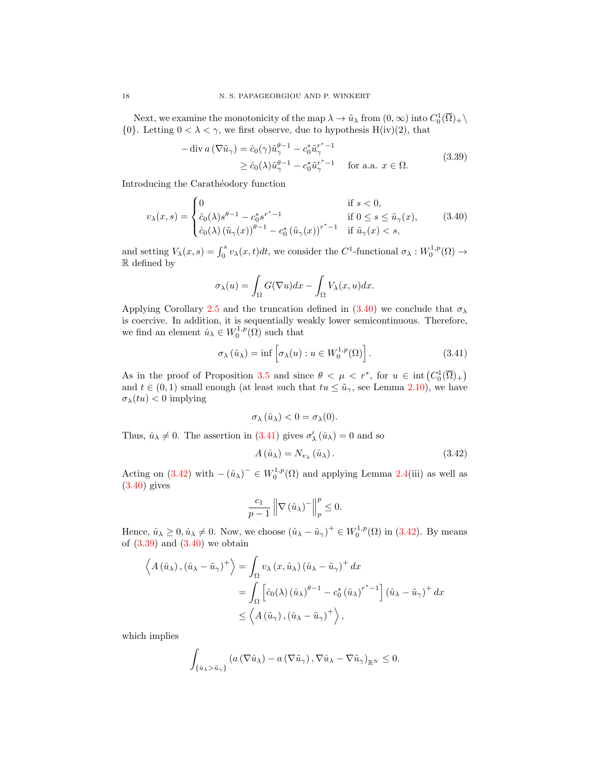Next, we examine the monotonicity of the map $\lambda \to \tilde{u}_\lambda$ from $(0,\infty)$ into $C_0^1(\overline{\Omega})_+ \setminus \{0\}$. Letting $0<\lambda<\gamma$, we first observe, due to hypothesis H(iv)(2), that

$$
\begin{aligned}
-\operatorname{div} a\left(\nabla \tilde{u}_\gamma\right) &= \hat{c}_0(\gamma)\tilde{u}_\gamma^{\theta-1} - c_0^* \tilde{u}_\gamma^{r^*-1} \\
&\geq \hat{c}_0(\lambda)\tilde{u}_\gamma^{\theta-1} - c_0^* \tilde{u}_\gamma^{r^*-1} \quad \text{for a.a. } x \in \Omega.
\end{aligned}
\tag{3.39}
$$

Introducing the Carathéodory function

$$
v_\lambda(x,s) = \begin{cases} 0 & \text{if } s<0, \\ \hat{c}_0(\lambda)s^{\theta-1} - c_0^* s^{r^*-1} & \text{if } 0 \leq s \leq \tilde{u}_\gamma(x), \\ \hat{c}_0(\lambda)\left(\tilde{u}_\gamma(x)\right)^{\theta-1} - c_0^*\left(\tilde{u}_\gamma(x)\right)^{r^*-1} & \text{if } \tilde{u}_\gamma(x) < s, \end{cases}
\tag{3.40}
$$

and setting $V_\lambda(x,s) = \int_0^s v_\lambda(x,t)dt$, we consider the $C^1$-functional $\sigma_\lambda : W_0^{1,p}(\Omega) \to \mathbb{R}$ defined by

$$
\sigma_\lambda(u) = \int_\Omega G(\nabla u)dx - \int_\Omega V_\lambda(x,u)dx.
$$

Applying Corollary 2.5 and the truncation defined in (3.40) we conclude that $\sigma_\lambda$ is coercive. In addition, it is sequentially weakly lower semicontinuous. Therefore, we find an element $\hat{u}_\lambda \in W_0^{1,p}(\Omega)$ such that

$$
\sigma_\lambda\left(\hat{u}_\lambda\right) = \inf\left[\sigma_\lambda(u) : u \in W_0^{1,p}(\Omega)\right].
\tag{3.41}
$$

As in the proof of Proposition 3.5 and since $\theta<\mu<r^*$, for $u \in \operatorname{int}\left(C_0^1(\overline{\Omega})_+\right)$ and $t \in (0,1)$ small enough (at least such that $tu \leq \tilde{u}_\gamma$, see Lemma 2.10), we have $\sigma_\lambda(tu)<0$ implying

$$
\sigma_\lambda\left(\hat{u}_\lambda\right) < 0 = \sigma_\lambda(0).
$$

Thus, $\hat{u}_\lambda \neq 0$. The assertion in (3.41) gives $\sigma_\lambda'\left(\hat{u}_\lambda\right) = 0$ and so

$$
A\left(\hat{u}_\lambda\right) = N_{v_\lambda}\left(\hat{u}_\lambda\right).
\tag{3.42}
$$

Acting on (3.42) with $-\left(\hat{u}_\lambda\right)^- \in W_0^{1,p}(\Omega)$ and applying Lemma 2.4(iii) as well as (3.40) gives

$$
\frac{c_1}{p-1}\left\|\nabla\left(\hat{u}_\lambda\right)^-\right\|_p^p \leq 0.
$$

Hence, $\hat{u}_\lambda \geq 0, \hat{u}_\lambda \neq 0$. Now, we choose $\left(\hat{u}_\lambda - \tilde{u}_\gamma\right)^+ \in W_0^{1,p}(\Omega)$ in (3.42). By means of (3.39) and (3.40) we obtain

$$
\begin{aligned}
\left\langle A\left(\hat{u}_\lambda\right), \left(\hat{u}_\lambda - \tilde{u}_\gamma\right)^+\right\rangle &= \int_\Omega v_\lambda\left(x,\hat{u}_\lambda\right)\left(\hat{u}_\lambda - \tilde{u}_\gamma\right)^+ dx \\
&= \int_\Omega \left[\hat{c}_0(\lambda)\left(\hat{u}_\lambda\right)^{\theta-1} - c_0^*\left(\hat{u}_\lambda\right)^{r^*-1}\right]\left(\hat{u}_\lambda - \tilde{u}_\gamma\right)^+ dx \\
&\leq \left\langle A\left(\tilde{u}_\gamma\right), \left(\hat{u}_\lambda - \tilde{u}_\gamma\right)^+\right\rangle,
\end{aligned}
$$

which implies

$$
\int_{\{\hat{u}_\lambda > \tilde{u}_\gamma\}} \left(a\left(\nabla \hat{u}_\lambda\right) - a\left(\nabla \tilde{u}_\gamma\right), \nabla \hat{u}_\lambda - \nabla \tilde{u}_\gamma\right)_{\mathbb{R}^N} \leq 0.
$$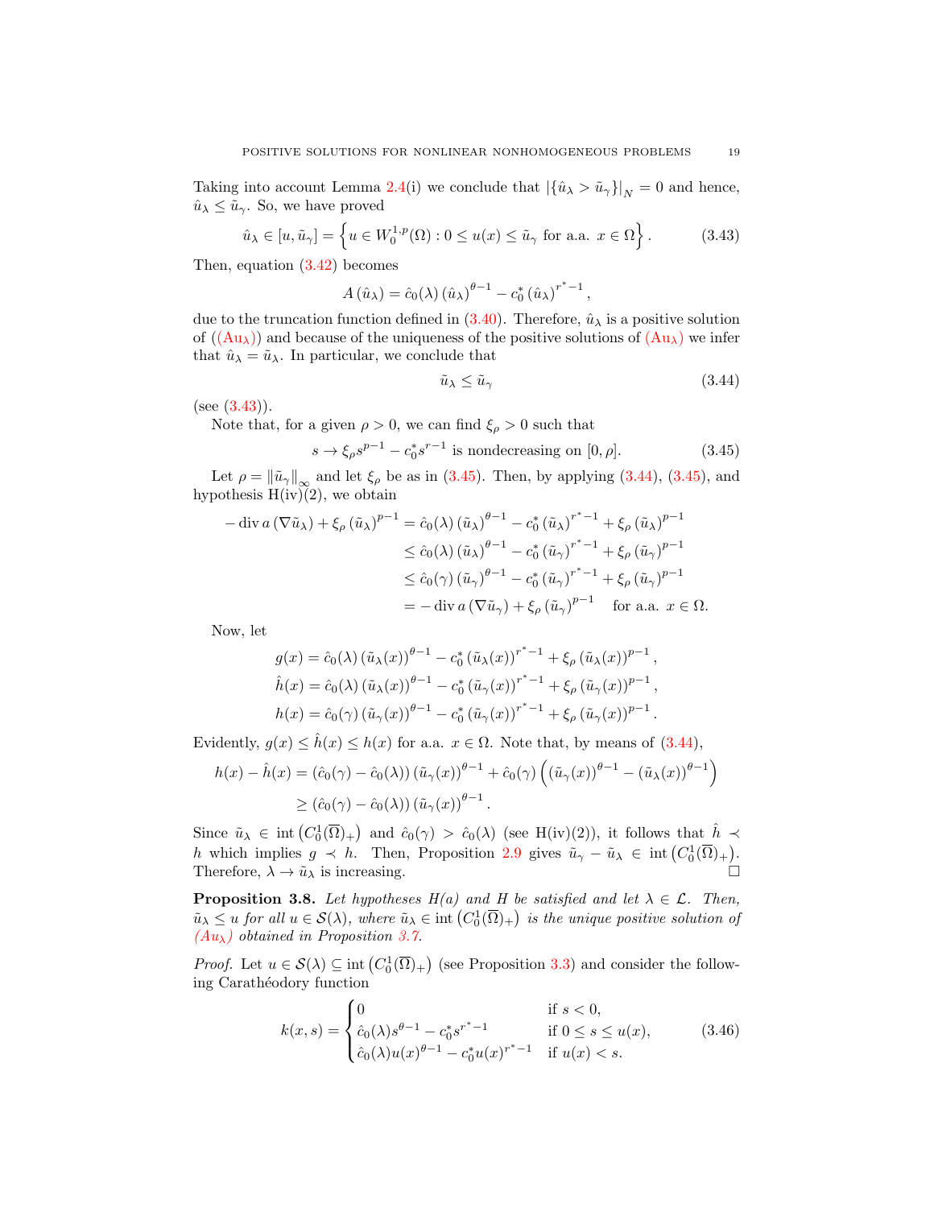Taking into account Lemma 2.4(i) we conclude that $|\{\hat{u}_\lambda > \tilde{u}_\gamma\}|_N = 0$ and hence, $\hat{u}_\lambda \le \tilde{u}_\gamma$. So, we have proved

$$\hat{u}_\lambda \in [u, \tilde{u}_\gamma] = \left\{ u \in W_0^{1,p}(\Omega) : 0 \le u(x) \le \tilde{u}_\gamma \text{ for a.a. } x \in \Omega \right\}. \tag{3.43}$$

Then, equation (3.42) becomes

$$A(\hat{u}_\lambda) = \hat{c}_0(\lambda) (\hat{u}_\lambda)^{\theta - 1} - c_0^* (\hat{u}_\lambda)^{r^* - 1},$$

due to the truncation function defined in (3.40). Therefore, $\hat{u}_\lambda$ is a positive solution of ((Au$_\lambda$)) and because of the uniqueness of the positive solutions of (Au$_\lambda$) we infer that $\hat{u}_\lambda = \tilde{u}_\lambda$. In particular, we conclude that

$$\tilde{u}_\lambda \le \tilde{u}_\gamma \tag{3.44}$$

(see (3.43)).

Note that, for a given $\rho > 0$, we can find $\xi_\rho > 0$ such that

$$s \to \xi_\rho s^{p-1} - c_0^* s^{r-1} \text{ is nondecreasing on } [0, \rho]. \tag{3.45}$$

Let $\rho = \|\tilde{u}_\gamma\|_\infty$ and let $\xi_\rho$ be as in (3.45). Then, by applying (3.44), (3.45), and hypothesis H(iv)(2), we obtain

$$\begin{aligned}
-\operatorname{div} a(\nabla \tilde{u}_\lambda) + \xi_\rho (\tilde{u}_\lambda)^{p-1} &= \hat{c}_0(\lambda) (\tilde{u}_\lambda)^{\theta-1} - c_0^* (\tilde{u}_\lambda)^{r^*-1} + \xi_\rho (\tilde{u}_\lambda)^{p-1} \\
&\le \hat{c}_0(\lambda) (\tilde{u}_\lambda)^{\theta-1} - c_0^* (\tilde{u}_\gamma)^{r^*-1} + \xi_\rho (\tilde{u}_\gamma)^{p-1} \\
&\le \hat{c}_0(\gamma) (\tilde{u}_\gamma)^{\theta-1} - c_0^* (\tilde{u}_\gamma)^{r^*-1} + \xi_\rho (\tilde{u}_\gamma)^{p-1} \\
&= -\operatorname{div} a(\nabla \tilde{u}_\gamma) + \xi_\rho (\tilde{u}_\gamma)^{p-1} \quad \text{for a.a. } x \in \Omega.
\end{aligned}$$

Now, let

$$\begin{aligned}
g(x) &= \hat{c}_0(\lambda) (\tilde{u}_\lambda(x))^{\theta-1} - c_0^* (\tilde{u}_\lambda(x))^{r^*-1} + \xi_\rho (\tilde{u}_\lambda(x))^{p-1}, \\
\hat{h}(x) &= \hat{c}_0(\lambda) (\tilde{u}_\lambda(x))^{\theta-1} - c_0^* (\tilde{u}_\gamma(x))^{r^*-1} + \xi_\rho (\tilde{u}_\gamma(x))^{p-1}, \\
h(x) &= \hat{c}_0(\gamma) (\tilde{u}_\gamma(x))^{\theta-1} - c_0^* (\tilde{u}_\gamma(x))^{r^*-1} + \xi_\rho (\tilde{u}_\gamma(x))^{p-1}.
\end{aligned}$$

Evidently, $g(x) \le \hat{h}(x) \le h(x)$ for a.a. $x \in \Omega$. Note that, by means of (3.44),

$$\begin{aligned}
h(x) - \hat{h}(x) &= (\hat{c}_0(\gamma) - \hat{c}_0(\lambda)) (\tilde{u}_\gamma(x))^{\theta-1} + \hat{c}_0(\gamma) \left( (\tilde{u}_\gamma(x))^{\theta-1} - (\tilde{u}_\lambda(x))^{\theta-1} \right) \\
&\ge (\hat{c}_0(\gamma) - \hat{c}_0(\lambda)) (\tilde{u}_\gamma(x))^{\theta-1}.
\end{aligned}$$

Since $\tilde{u}_\lambda \in \operatorname{int}\left(C_0^1(\overline{\Omega})_+\right)$ and $\hat{c}_0(\gamma) > \hat{c}_0(\lambda)$ (see H(iv)(2)), it follows that $\hat{h} \prec h$ which implies $g \prec h$. Then, Proposition 2.9 gives $\tilde{u}_\gamma - \tilde{u}_\lambda \in \operatorname{int}\left(C_0^1(\overline{\Omega})_+\right)$. Therefore, $\lambda \to \tilde{u}_\lambda$ is increasing. $\square$

**Proposition 3.8.** *Let hypotheses H(a) and H be satisfied and let $\lambda \in \mathcal{L}$. Then, $\tilde{u}_\lambda \le u$ for all $u \in \mathcal{S}(\lambda)$, where $\tilde{u}_\lambda \in \operatorname{int}\left(C_0^1(\overline{\Omega})_+\right)$ is the unique positive solution of (Au$_\lambda$) obtained in Proposition 3.7.*

*Proof.* Let $u \in \mathcal{S}(\lambda) \subseteq \operatorname{int}\left(C_0^1(\overline{\Omega})_+\right)$ (see Proposition 3.3) and consider the following Carathéodory function

$$k(x,s) = \begin{cases} 0 & \text{if } s < 0, \\ \hat{c}_0(\lambda) s^{\theta-1} - c_0^* s^{r^*-1} & \text{if } 0 \le s \le u(x), \\ \hat{c}_0(\lambda) u(x)^{\theta-1} - c_0^* u(x)^{r^*-1} & \text{if } u(x) < s. \end{cases} \tag{3.46}$$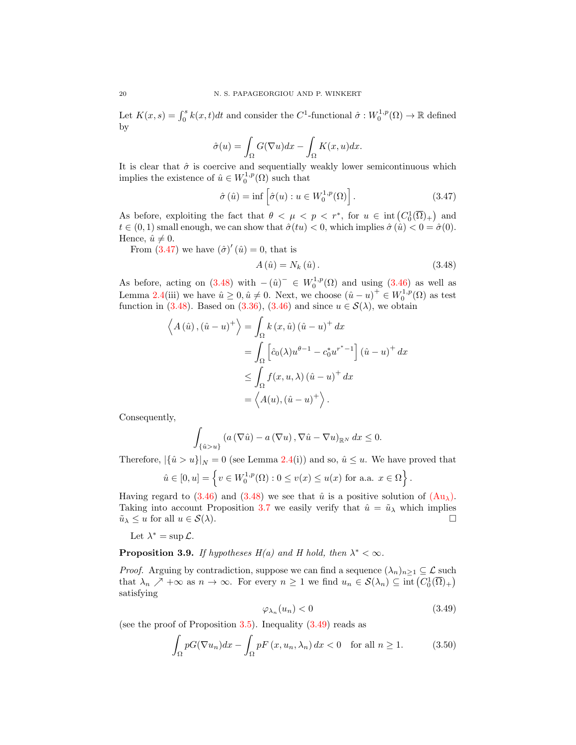Let $K(x,s) = \int_0^s k(x,t)dt$ and consider the $C^1$-functional $\hat{\sigma} : W_0^{1,p}(\Omega) \to \mathbb{R}$ defined by

$$\hat{\sigma}(u) = \int_\Omega G(\nabla u)dx - \int_\Omega K(x,u)dx.$$

It is clear that $\hat{\sigma}$ is coercive and sequentially weakly lower semicontinuous which implies the existence of $\hat{u} \in W_0^{1,p}(\Omega)$ such that

$$\hat{\sigma}(\hat{u}) = \inf\left[\hat{\sigma}(u) : u \in W_0^{1,p}(\Omega)\right]. \tag{3.47}$$

As before, exploiting the fact that $\theta < \mu < p < r^*$, for $u \in \operatorname{int}\left(C_0^1(\overline{\Omega})_+\right)$ and $t \in (0,1)$ small enough, we can show that $\hat{\sigma}(tu) < 0$, which implies $\hat{\sigma}(\hat{u}) < 0 = \hat{\sigma}(0)$. Hence, $\hat{u} \neq 0$.

From (3.47) we have $(\hat{\sigma})'(\hat{u}) = 0$, that is

$$A(\hat{u}) = N_k(\hat{u}). \tag{3.48}$$

As before, acting on (3.48) with $-(\hat{u})^- \in W_0^{1,p}(\Omega)$ and using (3.46) as well as Lemma 2.4(iii) we have $\hat{u} \geq 0, \hat{u} \neq 0$. Next, we choose $(\hat{u}-u)^+ \in W_0^{1,p}(\Omega)$ as test function in (3.48). Based on (3.36), (3.46) and since $u \in \mathcal{S}(\lambda)$, we obtain

$$\begin{aligned}
\left\langle A(\hat{u}), (\hat{u}-u)^+ \right\rangle &= \int_\Omega k(x,\hat{u})(\hat{u}-u)^+ dx \\
&= \int_\Omega \left[\hat{c}_0(\lambda)u^{\theta-1} - c_0^* u^{r^*-1}\right](\hat{u}-u)^+ dx \\
&\leq \int_\Omega f(x,u,\lambda)(\hat{u}-u)^+ dx \\
&= \left\langle A(u), (\hat{u}-u)^+ \right\rangle.
\end{aligned}$$

Consequently,

$$\int_{\{\hat{u}>u\}} \left(a(\nabla \hat{u}) - a(\nabla u), \nabla \hat{u} - \nabla u\right)_{\mathbb{R}^N} dx \leq 0.$$

Therefore, $|\{\hat{u} > u\}|_N = 0$ (see Lemma 2.4(i)) and so, $\hat{u} \leq u$. We have proved that

$$\hat{u} \in [0,u] = \left\{v \in W_0^{1,p}(\Omega) : 0 \leq v(x) \leq u(x) \text{ for a.a. } x \in \Omega\right\}.$$

Having regard to (3.46) and (3.48) we see that $\hat{u}$ is a positive solution of (Au$_\lambda$). Taking into account Proposition 3.7 we easily verify that $\hat{u} = \tilde{u}_\lambda$ which implies $\tilde{u}_\lambda \leq u$ for all $u \in \mathcal{S}(\lambda)$. □

Let $\lambda^* = \sup \mathcal{L}$.

**Proposition 3.9.** *If hypotheses H(a) and H hold, then $\lambda^* < \infty$.*

*Proof.* Arguing by contradiction, suppose we can find a sequence $(\lambda_n)_{n\geq 1} \subseteq \mathcal{L}$ such that $\lambda_n \nearrow +\infty$ as $n \to \infty$. For every $n \geq 1$ we find $u_n \in \mathcal{S}(\lambda_n) \subseteq \operatorname{int}\left(C_0^1(\overline{\Omega})_+\right)$ satisfying

$$\varphi_{\lambda_n}(u_n) < 0 \tag{3.49}$$

(see the proof of Proposition 3.5). Inequality (3.49) reads as

$$\int_\Omega pG(\nabla u_n)dx - \int_\Omega pF(x,u_n,\lambda_n)dx < 0 \quad \text{for all } n \geq 1. \tag{3.50}$$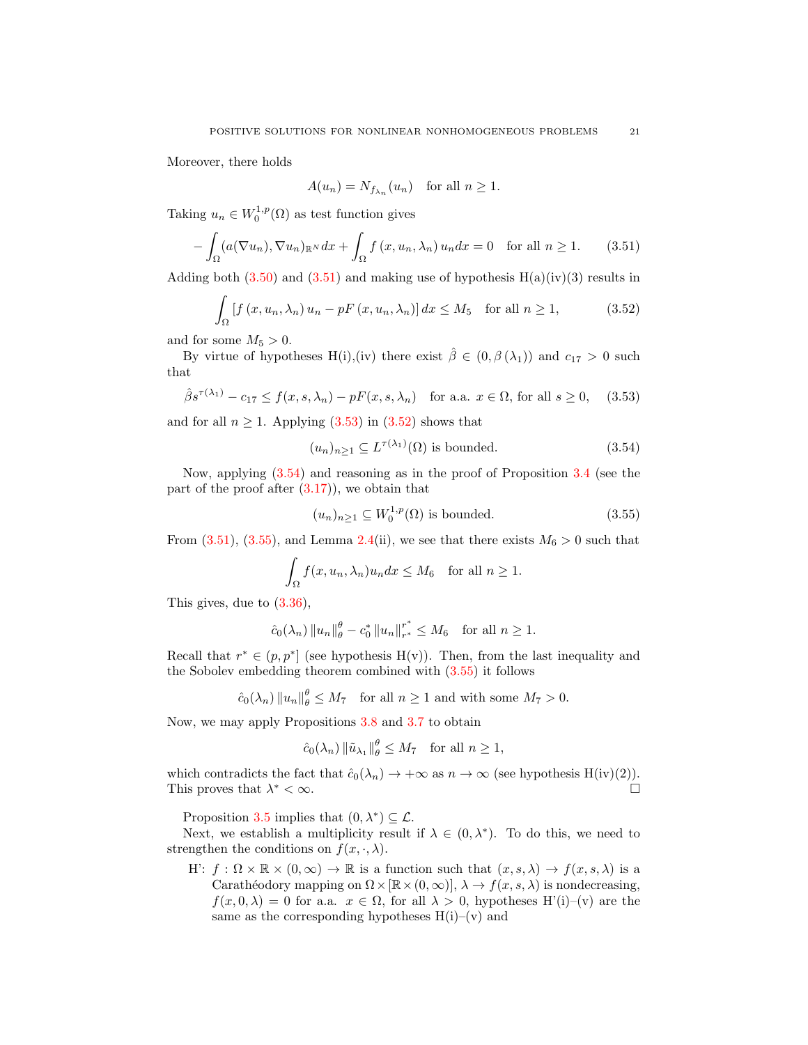Moreover, there holds

$$A(u_n) = N_{f_{\lambda_n}}(u_n) \quad \text{for all } n \geq 1.$$

Taking $u_n \in W_0^{1,p}(\Omega)$ as test function gives

$$-\int_\Omega (a(\nabla u_n), \nabla u_n)_{\mathbb{R}^N} dx + \int_\Omega f(x, u_n, \lambda_n) u_n dx = 0 \quad \text{for all } n \geq 1. \tag{3.51}$$

Adding both (3.50) and (3.51) and making use of hypothesis H(a)(iv)(3) results in

$$\int_\Omega [f(x, u_n, \lambda_n) u_n - pF(x, u_n, \lambda_n)] dx \leq M_5 \quad \text{for all } n \geq 1, \tag{3.52}$$

and for some $M_5 > 0$.

By virtue of hypotheses H(i),(iv) there exist $\hat{\beta} \in (0, \beta(\lambda_1))$ and $c_{17} > 0$ such that

$$\hat{\beta} s^{\tau(\lambda_1)} - c_{17} \leq f(x, s, \lambda_n) - pF(x, s, \lambda_n) \quad \text{for a.a. } x \in \Omega, \text{ for all } s \geq 0, \tag{3.53}$$

and for all $n \geq 1$. Applying (3.53) in (3.52) shows that

$$(u_n)_{n \geq 1} \subseteq L^{\tau(\lambda_1)}(\Omega) \text{ is bounded.} \tag{3.54}$$

Now, applying (3.54) and reasoning as in the proof of Proposition 3.4 (see the part of the proof after (3.17)), we obtain that

$$(u_n)_{n \geq 1} \subseteq W_0^{1,p}(\Omega) \text{ is bounded.} \tag{3.55}$$

From (3.51), (3.55), and Lemma 2.4(ii), we see that there exists $M_6 > 0$ such that

$$\int_\Omega f(x, u_n, \lambda_n) u_n dx \leq M_6 \quad \text{for all } n \geq 1.$$

This gives, due to (3.36),

$$\hat{c}_0(\lambda_n) \|u_n\|_\theta^\theta - c_0^* \|u_n\|_{r^*}^{r^*} \leq M_6 \quad \text{for all } n \geq 1.$$

Recall that $r^* \in (p, p^*]$ (see hypothesis H(v)). Then, from the last inequality and the Sobolev embedding theorem combined with (3.55) it follows

$$\hat{c}_0(\lambda_n) \|u_n\|_\theta^\theta \leq M_7 \quad \text{for all } n \geq 1 \text{ and with some } M_7 > 0.$$

Now, we may apply Propositions 3.8 and 3.7 to obtain

$$\hat{c}_0(\lambda_n) \|\tilde{u}_{\lambda_1}\|_\theta^\theta \leq M_7 \quad \text{for all } n \geq 1,$$

which contradicts the fact that $\hat{c}_0(\lambda_n) \to +\infty$ as $n \to \infty$ (see hypothesis H(iv)(2)). This proves that $\lambda^* < \infty$. □

Proposition 3.5 implies that $(0, \lambda^*) \subseteq \mathcal{L}$.

Next, we establish a multiplicity result if $\lambda \in (0, \lambda^*)$. To do this, we need to strengthen the conditions on $f(x, \cdot, \lambda)$.

H': $f : \Omega \times \mathbb{R} \times (0, \infty) \to \mathbb{R}$ is a function such that $(x, s, \lambda) \to f(x, s, \lambda)$ is a Carathéodory mapping on $\Omega \times [\mathbb{R} \times (0, \infty)]$, $\lambda \to f(x, s, \lambda)$ is nondecreasing, $f(x, 0, \lambda) = 0$ for a.a. $x \in \Omega$, for all $\lambda > 0$, hypotheses H'(i)–(v) are the same as the corresponding hypotheses H(i)–(v) and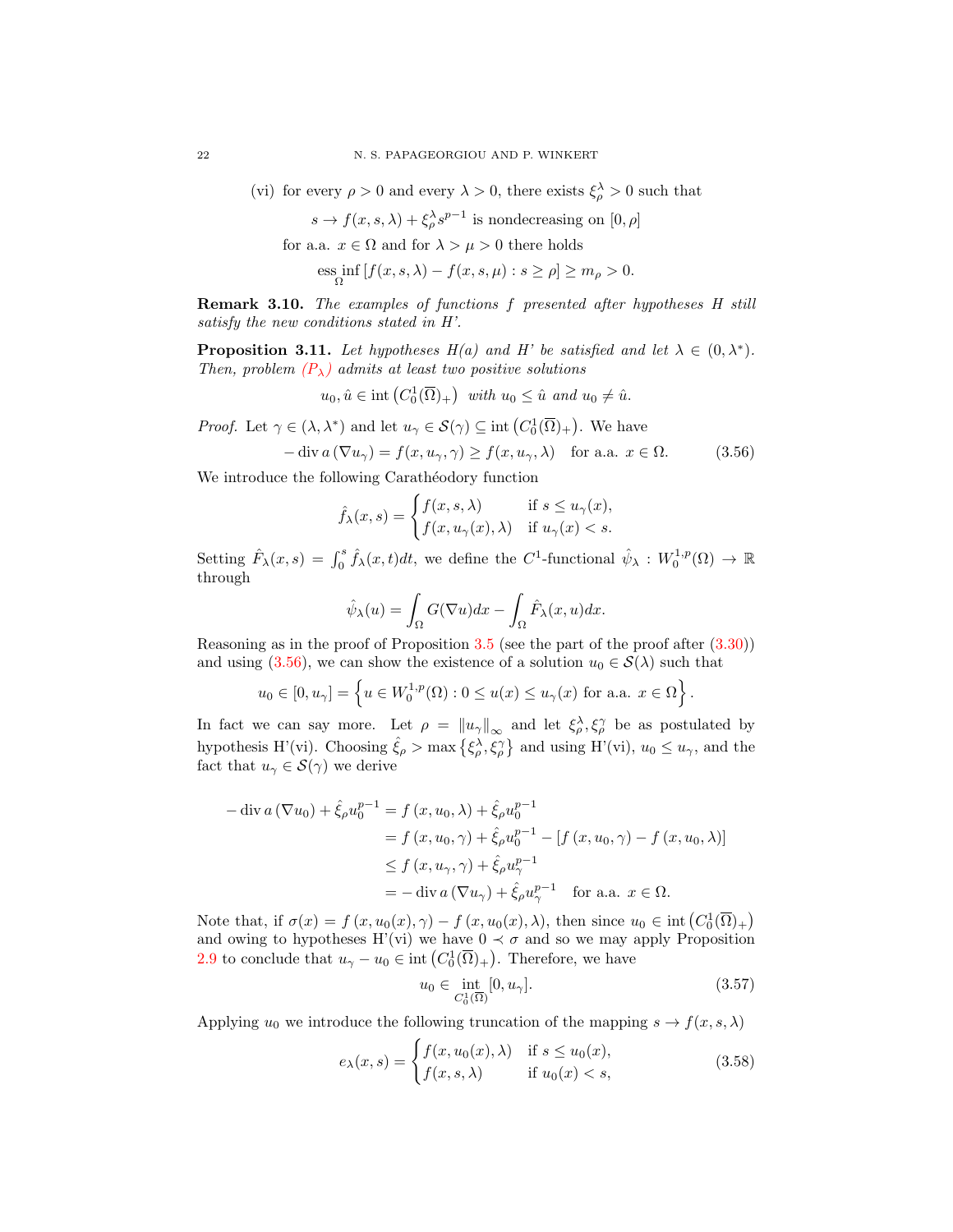(vi) for every $\rho > 0$ and every $\lambda > 0$, there exists $\xi_\rho^\lambda > 0$ such that

$$s \to f(x,s,\lambda) + \xi_\rho^\lambda s^{p-1} \text{ is nondecreasing on } [0,\rho]$$

for a.a. $x \in \Omega$ and for $\lambda > \mu > 0$ there holds

$$\operatorname*{ess\,inf}_{\Omega} \left[ f(x,s,\lambda) - f(x,s,\mu) : s \geq \rho \right] \geq m_\rho > 0.$$

**Remark 3.10.** *The examples of functions $f$ presented after hypotheses H still satisfy the new conditions stated in H'.*

**Proposition 3.11.** *Let hypotheses H(a) and H' be satisfied and let $\lambda \in (0, \lambda^*)$. Then, problem $(P_\lambda)$ admits at least two positive solutions*

$$u_0, \hat{u} \in \operatorname{int}\left(C_0^1(\overline{\Omega})_+\right) \text{ with } u_0 \leq \hat{u} \text{ and } u_0 \neq \hat{u}.$$

*Proof.* Let $\gamma \in (\lambda, \lambda^*)$ and let $u_\gamma \in \mathcal{S}(\gamma) \subseteq \operatorname{int}\left(C_0^1(\overline{\Omega})_+\right)$. We have

$$-\operatorname{div} a\left(\nabla u_\gamma\right) = f(x, u_\gamma, \gamma) \geq f(x, u_\gamma, \lambda) \quad \text{for a.a. } x \in \Omega. \tag{3.56}$$

We introduce the following Carathéodory function

$$\hat{f}_\lambda(x,s) = \begin{cases} f(x,s,\lambda) & \text{if } s \leq u_\gamma(x), \\ f(x,u_\gamma(x),\lambda) & \text{if } u_\gamma(x) < s. \end{cases}$$

Setting $\hat{F}_\lambda(x,s) = \int_0^s \hat{f}_\lambda(x,t)dt$, we define the $C^1$-functional $\hat{\psi}_\lambda : W_0^{1,p}(\Omega) \to \mathbb{R}$ through

$$\hat{\psi}_\lambda(u) = \int_\Omega G(\nabla u)dx - \int_\Omega \hat{F}_\lambda(x,u)dx.$$

Reasoning as in the proof of Proposition 3.5 (see the part of the proof after (3.30)) and using (3.56), we can show the existence of a solution $u_0 \in \mathcal{S}(\lambda)$ such that

$$u_0 \in [0, u_\gamma] = \left\{ u \in W_0^{1,p}(\Omega) : 0 \leq u(x) \leq u_\gamma(x) \text{ for a.a. } x \in \Omega \right\}.$$

In fact we can say more. Let $\rho = \|u_\gamma\|_\infty$ and let $\xi_\rho^\lambda, \xi_\rho^\gamma$ be as postulated by hypothesis H'(vi). Choosing $\hat{\xi}_\rho > \max\left\{\xi_\rho^\lambda, \xi_\rho^\gamma\right\}$ and using H'(vi), $u_0 \leq u_\gamma$, and the fact that $u_\gamma \in \mathcal{S}(\gamma)$ we derive

$$\begin{aligned}
-\operatorname{div} a\left(\nabla u_0\right) + \hat{\xi}_\rho u_0^{p-1} &= f\left(x, u_0, \lambda\right) + \hat{\xi}_\rho u_0^{p-1} \\
&= f\left(x, u_0, \gamma\right) + \hat{\xi}_\rho u_0^{p-1} - \left[f\left(x, u_0, \gamma\right) - f\left(x, u_0, \lambda\right)\right] \\
&\leq f\left(x, u_\gamma, \gamma\right) + \hat{\xi}_\rho u_\gamma^{p-1} \\
&= -\operatorname{div} a\left(\nabla u_\gamma\right) + \hat{\xi}_\rho u_\gamma^{p-1} \quad \text{for a.a. } x \in \Omega.
\end{aligned}$$

Note that, if $\sigma(x) = f\left(x, u_0(x), \gamma\right) - f\left(x, u_0(x), \lambda\right)$, then since $u_0 \in \operatorname{int}\left(C_0^1(\overline{\Omega})_+\right)$ and owing to hypotheses H'(vi) we have $0 \prec \sigma$ and so we may apply Proposition 2.9 to conclude that $u_\gamma - u_0 \in \operatorname{int}\left(C_0^1(\overline{\Omega})_+\right)$. Therefore, we have

$$u_0 \in \operatorname*{int}_{C_0^1(\overline{\Omega})} [0, u_\gamma]. \tag{3.57}$$

Applying $u_0$ we introduce the following truncation of the mapping $s \to f(x,s,\lambda)$

$$e_\lambda(x,s) = \begin{cases} f(x,u_0(x),\lambda) & \text{if } s \leq u_0(x), \\ f(x,s,\lambda) & \text{if } u_0(x) < s, \end{cases} \tag{3.58}$$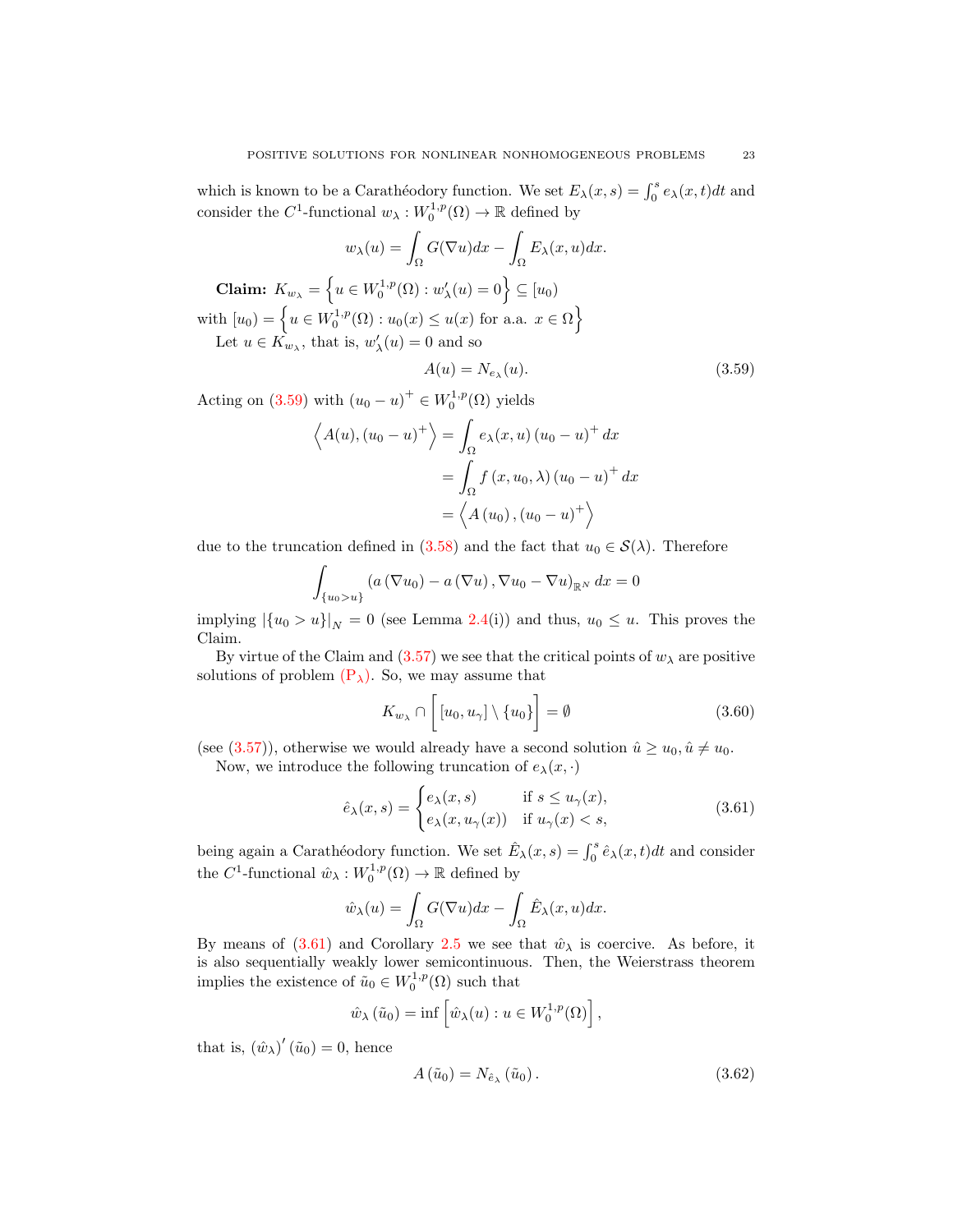which is known to be a Carathéodory function. We set $E_\lambda(x,s)=\int_0^s e_\lambda(x,t)dt$ and consider the $C^1$-functional $w_\lambda : W_0^{1,p}(\Omega)\to\mathbb{R}$ defined by

$$w_\lambda(u)=\int_\Omega G(\nabla u)dx-\int_\Omega E_\lambda(x,u)dx.$$

**Claim:** $K_{w_\lambda}=\left\{u\in W_0^{1,p}(\Omega): w_\lambda'(u)=0\right\}\subseteq [u_0)$ with $[u_0)=\left\{u\in W_0^{1,p}(\Omega): u_0(x)\le u(x) \text{ for a.a. } x\in\Omega\right\}$

Let $u\in K_{w_\lambda}$, that is, $w_\lambda'(u)=0$ and so

$$A(u)=N_{e_\lambda}(u). \tag{3.59}$$

Acting on (3.59) with $(u_0-u)^+\in W_0^{1,p}(\Omega)$ yields

$$\begin{aligned}\left\langle A(u),(u_0-u)^+\right\rangle &=\int_\Omega e_\lambda(x,u)\,(u_0-u)^+\,dx\\ &=\int_\Omega f\left(x,u_0,\lambda\right)(u_0-u)^+\,dx\\ &=\left\langle A\left(u_0\right),(u_0-u)^+\right\rangle\end{aligned}$$

due to the truncation defined in (3.58) and the fact that $u_0\in\mathcal{S}(\lambda)$. Therefore

$$\int_{\{u_0>u\}}\left(a\left(\nabla u_0\right)-a\left(\nabla u\right),\nabla u_0-\nabla u\right)_{\mathbb{R}^N}dx=0$$

implying $|\{u_0>u\}|_N=0$ (see Lemma 2.4(i)) and thus, $u_0\le u$. This proves the Claim.

By virtue of the Claim and (3.57) we see that the critical points of $w_\lambda$ are positive solutions of problem $(\mathrm{P}_\lambda)$. So, we may assume that

$$K_{w_\lambda}\cap\left[[u_0,u_\gamma]\setminus\{u_0\}\right]=\emptyset \tag{3.60}$$

(see (3.57)), otherwise we would already have a second solution $\hat{u}\ge u_0, \hat{u}\ne u_0$.

Now, we introduce the following truncation of $e_\lambda(x,\cdot)$

$$\hat{e}_\lambda(x,s)=\begin{cases} e_\lambda(x,s) & \text{if } s\le u_\gamma(x),\\ e_\lambda(x,u_\gamma(x)) & \text{if } u_\gamma(x)<s,\end{cases} \tag{3.61}$$

being again a Carathéodory function. We set $\hat{E}_\lambda(x,s)=\int_0^s \hat{e}_\lambda(x,t)dt$ and consider the $C^1$-functional $\hat{w}_\lambda : W_0^{1,p}(\Omega)\to\mathbb{R}$ defined by

$$\hat{w}_\lambda(u)=\int_\Omega G(\nabla u)dx-\int_\Omega \hat{E}_\lambda(x,u)dx.$$

By means of (3.61) and Corollary 2.5 we see that $\hat{w}_\lambda$ is coercive. As before, it is also sequentially weakly lower semicontinuous. Then, the Weierstrass theorem implies the existence of $\tilde{u}_0\in W_0^{1,p}(\Omega)$ such that

$$\hat{w}_\lambda\left(\tilde{u}_0\right)=\inf\left[\hat{w}_\lambda(u): u\in W_0^{1,p}(\Omega)\right],$$

that is, $\left(\hat{w}_\lambda\right)'\left(\tilde{u}_0\right)=0$, hence

$$A\left(\tilde{u}_0\right)=N_{\hat{e}_\lambda}\left(\tilde{u}_0\right). \tag{3.62}$$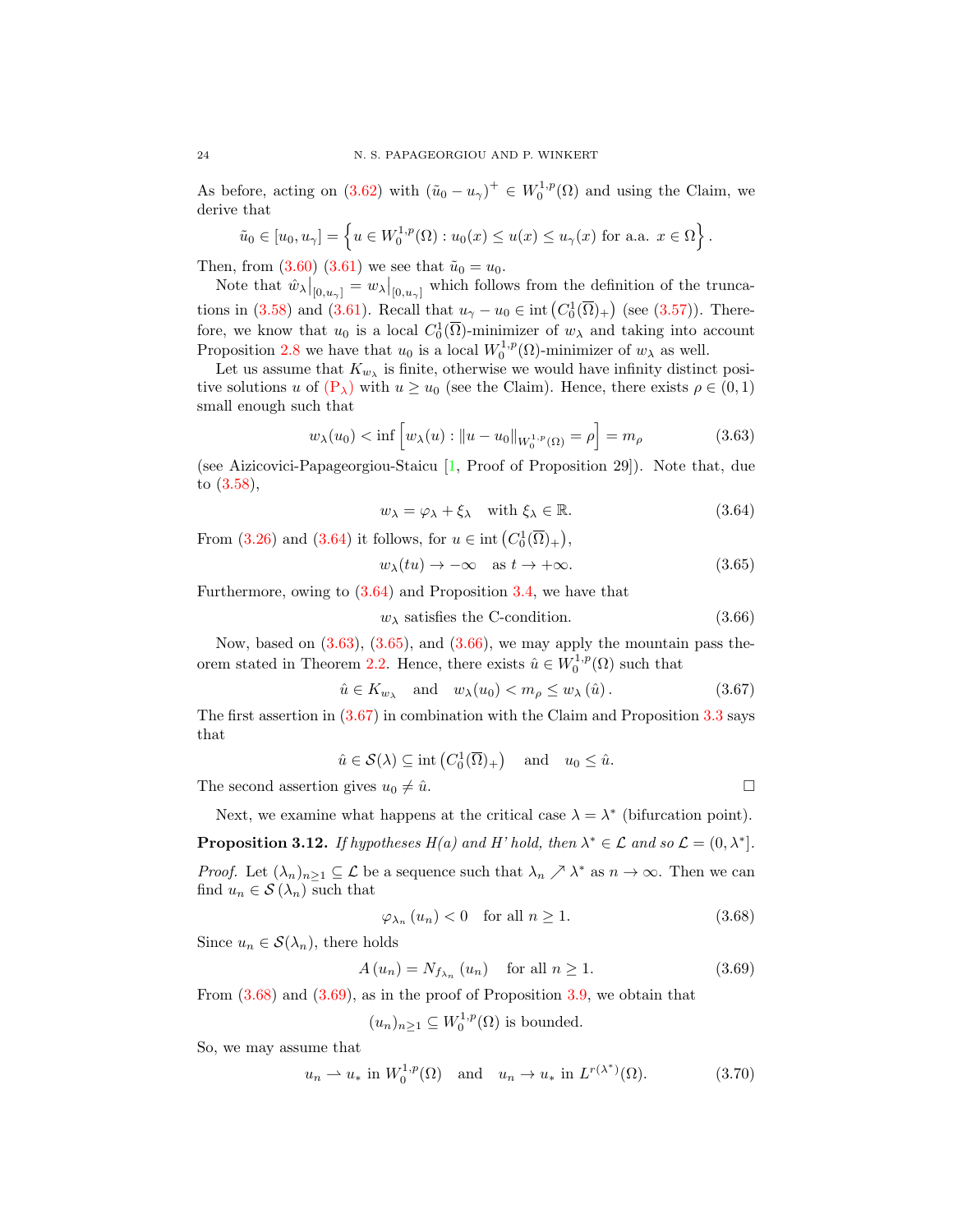As before, acting on (3.62) with $(\tilde{u}_0 - u_\gamma)^+ \in W_0^{1,p}(\Omega)$ and using the Claim, we derive that

$$\tilde{u}_0 \in [u_0, u_\gamma] = \left\{ u \in W_0^{1,p}(\Omega) : u_0(x) \le u(x) \le u_\gamma(x) \text{ for a.a. } x \in \Omega \right\}.$$

Then, from (3.60) (3.61) we see that $\tilde{u}_0 = u_0$.

Note that $\hat{w}_\lambda\big|_{[0,u_\gamma]} = w_\lambda\big|_{[0,u_\gamma]}$ which follows from the definition of the truncations in (3.58) and (3.61). Recall that $u_\gamma - u_0 \in \operatorname{int}\left(C_0^1(\overline{\Omega})_+\right)$ (see (3.57)). Therefore, we know that $u_0$ is a local $C_0^1(\overline{\Omega})$-minimizer of $w_\lambda$ and taking into account Proposition 2.8 we have that $u_0$ is a local $W_0^{1,p}(\Omega)$-minimizer of $w_\lambda$ as well.

Let us assume that $K_{w_\lambda}$ is finite, otherwise we would have infinity distinct positive solutions $u$ of (P$_\lambda$) with $u \ge u_0$ (see the Claim). Hence, there exists $\rho \in (0,1)$ small enough such that

$$w_\lambda(u_0) < \inf\left[ w_\lambda(u) : \|u - u_0\|_{W_0^{1,p}(\Omega)} = \rho \right] = m_\rho \tag{3.63}$$

(see Aizicovici-Papageorgiou-Staicu [1, Proof of Proposition 29]). Note that, due to (3.58),

$$w_\lambda = \varphi_\lambda + \xi_\lambda \quad \text{with } \xi_\lambda \in \mathbb{R}. \tag{3.64}$$

From (3.26) and (3.64) it follows, for $u \in \operatorname{int}\left(C_0^1(\overline{\Omega})_+\right)$,

$$w_\lambda(tu) \to -\infty \quad \text{as } t \to +\infty. \tag{3.65}$$

Furthermore, owing to (3.64) and Proposition 3.4, we have that

$$w_\lambda \text{ satisfies the C-condition.} \tag{3.66}$$

Now, based on (3.63), (3.65), and (3.66), we may apply the mountain pass theorem stated in Theorem 2.2. Hence, there exists $\hat{u} \in W_0^{1,p}(\Omega)$ such that

$$\hat{u} \in K_{w_\lambda} \quad \text{and} \quad w_\lambda(u_0) < m_\rho \le w_\lambda(\hat{u}). \tag{3.67}$$

The first assertion in (3.67) in combination with the Claim and Proposition 3.3 says that

$$\hat{u} \in \mathcal{S}(\lambda) \subseteq \operatorname{int}\left(C_0^1(\overline{\Omega})_+\right) \quad \text{and} \quad u_0 \le \hat{u}.$$

The second assertion gives $u_0 \ne \hat{u}$. $\square$

Next, we examine what happens at the critical case $\lambda = \lambda^*$ (bifurcation point).

**Proposition 3.12.** *If hypotheses H(a) and H' hold, then $\lambda^* \in \mathcal{L}$ and so $\mathcal{L} = (0, \lambda^*]$.*

*Proof.* Let $(\lambda_n)_{n \ge 1} \subseteq \mathcal{L}$ be a sequence such that $\lambda_n \nearrow \lambda^*$ as $n \to \infty$. Then we can find $u_n \in \mathcal{S}(\lambda_n)$ such that

$$\varphi_{\lambda_n}(u_n) < 0 \quad \text{for all } n \ge 1. \tag{3.68}$$

Since $u_n \in \mathcal{S}(\lambda_n)$, there holds

$$A(u_n) = N_{f_{\lambda_n}}(u_n) \quad \text{for all } n \ge 1. \tag{3.69}$$

From (3.68) and (3.69), as in the proof of Proposition 3.9, we obtain that

$$(u_n)_{n \ge 1} \subseteq W_0^{1,p}(\Omega) \text{ is bounded.}$$

So, we may assume that

$$u_n \rightharpoonup u_* \text{ in } W_0^{1,p}(\Omega) \quad \text{and} \quad u_n \to u_* \text{ in } L^{r(\lambda^*)}(\Omega). \tag{3.70}$$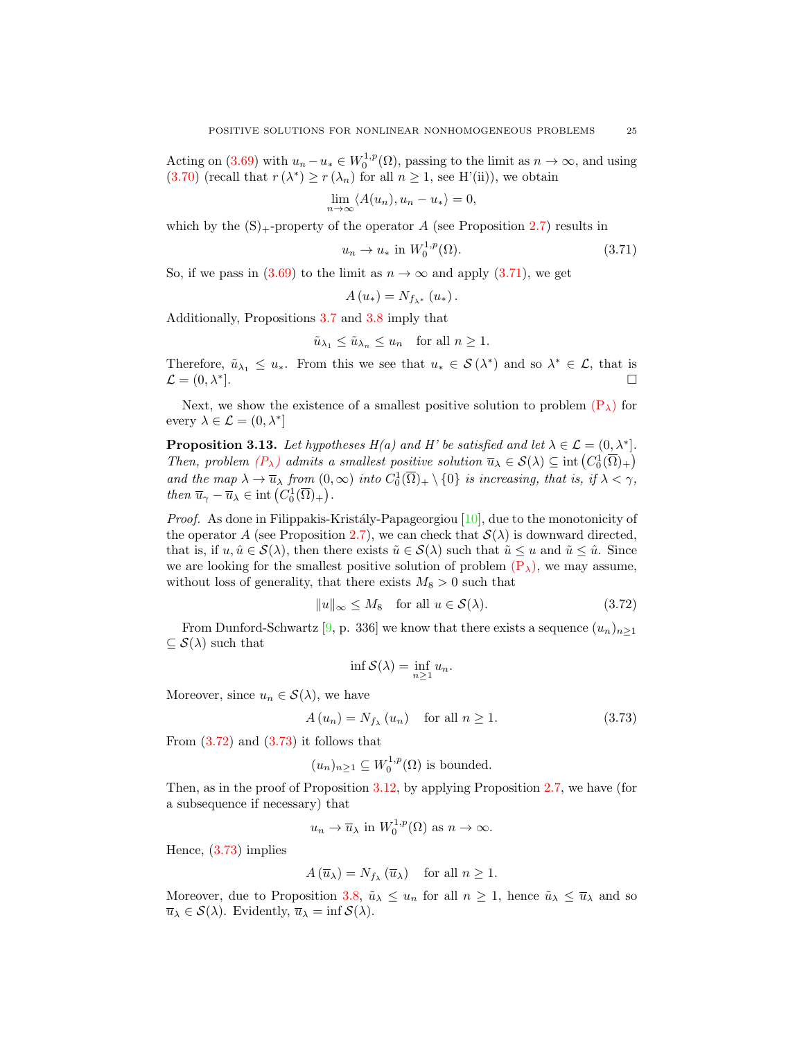Acting on (3.69) with $u_n - u_* \in W_0^{1,p}(\Omega)$, passing to the limit as $n \to \infty$, and using (3.70) (recall that $r(\lambda^*) \geq r(\lambda_n)$ for all $n \geq 1$, see H'(ii)), we obtain

$$\lim_{n\to\infty} \langle A(u_n), u_n - u_* \rangle = 0,$$

which by the $(\mathrm{S})_+$-property of the operator $A$ (see Proposition 2.7) results in

$$u_n \to u_* \text{ in } W_0^{1,p}(\Omega). \tag{3.71}$$

So, if we pass in (3.69) to the limit as $n \to \infty$ and apply (3.71), we get

$$A(u_*) = N_{f_{\lambda^*}}(u_*).$$

Additionally, Propositions 3.7 and 3.8 imply that

$$\tilde{u}_{\lambda_1} \leq \tilde{u}_{\lambda_n} \leq u_n \quad \text{for all } n \geq 1.$$

Therefore, $\tilde{u}_{\lambda_1} \leq u_*$. From this we see that $u_* \in \mathcal{S}(\lambda^*)$ and so $\lambda^* \in \mathcal{L}$, that is $\mathcal{L} = (0, \lambda^*]$. $\square$

Next, we show the existence of a smallest positive solution to problem $(\mathrm{P}_\lambda)$ for every $\lambda \in \mathcal{L} = (0, \lambda^*]$

**Proposition 3.13.** *Let hypotheses H(a) and H' be satisfied and let $\lambda \in \mathcal{L} = (0, \lambda^*]$. Then, problem $(P_\lambda)$ admits a smallest positive solution $\overline{u}_\lambda \in \mathcal{S}(\lambda) \subseteq \operatorname{int}\left(C_0^1(\overline{\Omega})_+\right)$ and the map $\lambda \to \overline{u}_\lambda$ from $(0, \infty)$ into $C_0^1(\overline{\Omega})_+ \setminus \{0\}$ is increasing, that is, if $\lambda < \gamma$, then $\overline{u}_\gamma - \overline{u}_\lambda \in \operatorname{int}\left(C_0^1(\overline{\Omega})_+\right)$.*

*Proof.* As done in Filippakis-Kristály-Papageorgiou [10], due to the monotonicity of the operator $A$ (see Proposition 2.7), we can check that $\mathcal{S}(\lambda)$ is downward directed, that is, if $u, \hat{u} \in \mathcal{S}(\lambda)$, then there exists $\tilde{u} \in \mathcal{S}(\lambda)$ such that $\tilde{u} \leq u$ and $\tilde{u} \leq \hat{u}$. Since we are looking for the smallest positive solution of problem $(\mathrm{P}_\lambda)$, we may assume, without loss of generality, that there exists $M_8 > 0$ such that

$$\|u\|_\infty \leq M_8 \quad \text{for all } u \in \mathcal{S}(\lambda). \tag{3.72}$$

From Dunford-Schwartz [9, p. 336] we know that there exists a sequence $(u_n)_{n\geq 1} \subseteq \mathcal{S}(\lambda)$ such that

$$\inf \mathcal{S}(\lambda) = \inf_{n\geq 1} u_n.$$

Moreover, since $u_n \in \mathcal{S}(\lambda)$, we have

$$A(u_n) = N_{f_\lambda}(u_n) \quad \text{for all } n \geq 1. \tag{3.73}$$

From (3.72) and (3.73) it follows that

$$(u_n)_{n\geq 1} \subseteq W_0^{1,p}(\Omega) \text{ is bounded.}$$

Then, as in the proof of Proposition 3.12, by applying Proposition 2.7, we have (for a subsequence if necessary) that

$$u_n \to \overline{u}_\lambda \text{ in } W_0^{1,p}(\Omega) \text{ as } n \to \infty.$$

Hence, (3.73) implies

$$A(\overline{u}_\lambda) = N_{f_\lambda}(\overline{u}_\lambda) \quad \text{for all } n \geq 1.$$

Moreover, due to Proposition 3.8, $\tilde{u}_\lambda \leq u_n$ for all $n \geq 1$, hence $\tilde{u}_\lambda \leq \overline{u}_\lambda$ and so $\overline{u}_\lambda \in \mathcal{S}(\lambda)$. Evidently, $\overline{u}_\lambda = \inf \mathcal{S}(\lambda)$.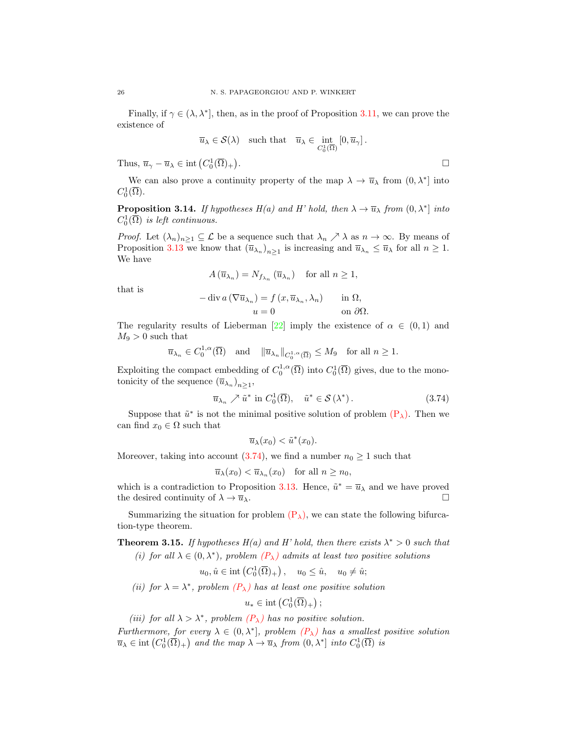Finally, if $\gamma \in (\lambda, \lambda^*]$, then, as in the proof of Proposition 3.11, we can prove the existence of

$$\overline{u}_\lambda \in \mathcal{S}(\lambda) \quad \text{such that} \quad \overline{u}_\lambda \in \operatorname*{int}_{C_0^1(\overline{\Omega})} [0, \overline{u}_\gamma].$$

Thus, $\overline{u}_\gamma - \overline{u}_\lambda \in \operatorname{int}\left(C_0^1(\overline{\Omega})_+\right)$. □

We can also prove a continuity property of the map $\lambda \to \overline{u}_\lambda$ from $(0, \lambda^*]$ into $C_0^1(\overline{\Omega})$.

**Proposition 3.14.** *If hypotheses H(a) and H' hold, then $\lambda \to \overline{u}_\lambda$ from $(0, \lambda^*]$ into $C_0^1(\overline{\Omega})$ is left continuous.*

*Proof.* Let $(\lambda_n)_{n\geq 1} \subseteq \mathcal{L}$ be a sequence such that $\lambda_n \nearrow \lambda$ as $n \to \infty$. By means of Proposition 3.13 we know that $(\overline{u}_{\lambda_n})_{n\geq 1}$ is increasing and $\overline{u}_{\lambda_n} \leq \overline{u}_\lambda$ for all $n \geq 1$. We have

$$A(\overline{u}_{\lambda_n}) = N_{f_{\lambda_n}}(\overline{u}_{\lambda_n}) \quad \text{for all } n \geq 1,$$

that is

$$\begin{aligned} -\operatorname{div} a(\nabla \overline{u}_{\lambda_n}) &= f(x, \overline{u}_{\lambda_n}, \lambda_n) \qquad && \text{in } \Omega, \\ u &= 0 && \text{on } \partial\Omega. \end{aligned}$$

The regularity results of Lieberman [22] imply the existence of $\alpha \in (0,1)$ and $M_9 > 0$ such that

$$\overline{u}_{\lambda_n} \in C_0^{1,\alpha}(\overline{\Omega}) \quad \text{and} \quad \|\overline{u}_{\lambda_n}\|_{C_0^{1,\alpha}(\overline{\Omega})} \leq M_9 \quad \text{for all } n \geq 1.$$

Exploiting the compact embedding of $C_0^{1,\alpha}(\overline{\Omega})$ into $C_0^1(\overline{\Omega})$ gives, due to the monotonicity of the sequence $(\overline{u}_{\lambda_n})_{n\geq 1}$,

$$\overline{u}_{\lambda_n} \nearrow \tilde{u}^* \text{ in } C_0^1(\overline{\Omega}), \quad \tilde{u}^* \in \mathcal{S}(\lambda^*). \tag{3.74}$$

Suppose that $\tilde{u}^*$ is not the minimal positive solution of problem ($\mathrm{P}_\lambda$). Then we can find $x_0 \in \Omega$ such that

$$\overline{u}_\lambda(x_0) < \tilde{u}^*(x_0).$$

Moreover, taking into account (3.74), we find a number $n_0 \geq 1$ such that

$$\overline{u}_\lambda(x_0) < \overline{u}_{\lambda_n}(x_0) \quad \text{for all } n \geq n_0,$$

which is a contradiction to Proposition 3.13. Hence, $\tilde{u}^* = \overline{u}_\lambda$ and we have proved the desired continuity of $\lambda \to \overline{u}_\lambda$. □

Summarizing the situation for problem ($\mathrm{P}_\lambda$), we can state the following bifurcation-type theorem.

**Theorem 3.15.** *If hypotheses H(a) and H' hold, then there exists $\lambda^* > 0$ such that*

*(i) for all $\lambda \in (0, \lambda^*)$, problem ($P_\lambda$) admits at least two positive solutions*

$$u_0, \hat{u} \in \operatorname{int}\left(C_0^1(\overline{\Omega})_+\right), \quad u_0 \leq \hat{u}, \quad u_0 \neq \hat{u};$$

*(ii) for $\lambda = \lambda^*$, problem ($P_\lambda$) has at least one positive solution*

$$u_* \in \operatorname{int}\left(C_0^1(\overline{\Omega})_+\right);$$

*(iii) for all $\lambda > \lambda^*$, problem ($P_\lambda$) has no positive solution.*

*Furthermore, for every $\lambda \in (0, \lambda^*]$, problem ($P_\lambda$) has a smallest positive solution $\overline{u}_\lambda \in \operatorname{int}\left(C_0^1(\overline{\Omega})_+\right)$ and the map $\lambda \to \overline{u}_\lambda$ from $(0, \lambda^*]$ into $C_0^1(\overline{\Omega})$ is*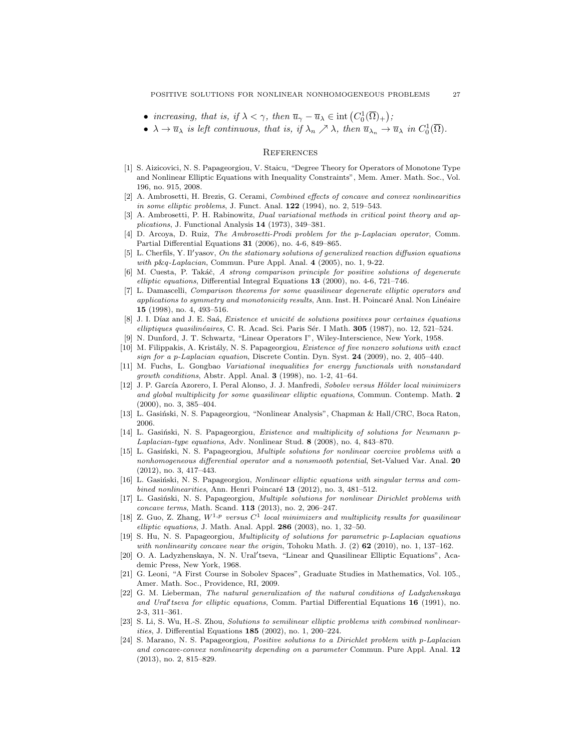- *increasing, that is, if $\lambda < \gamma$, then $\overline{u}_\gamma - \overline{u}_\lambda \in \operatorname{int}\left(C_0^1(\overline{\Omega})_+\right)$;*
- *$\lambda \to \overline{u}_\lambda$ is left continuous, that is, if $\lambda_n \nearrow \lambda$, then $\overline{u}_{\lambda_n} \to \overline{u}_\lambda$ in $C_0^1(\overline{\Omega})$.*

## References

[1] S. Aizicovici, N. S. Papageorgiou, V. Staicu, "Degree Theory for Operators of Monotone Type and Nonlinear Elliptic Equations with Inequality Constraints", Mem. Amer. Math. Soc., Vol. 196, no. 915, 2008.

[2] A. Ambrosetti, H. Brezis, G. Cerami, *Combined effects of concave and convex nonlinearities in some elliptic problems*, J. Funct. Anal. **122** (1994), no. 2, 519–543.

[3] A. Ambrosetti, P. H. Rabinowitz, *Dual variational methods in critical point theory and applications*, J. Functional Analysis **14** (1973), 349–381.

[4] D. Arcoya, D. Ruiz, *The Ambrosetti-Prodi problem for the p-Laplacian operator*, Comm. Partial Differential Equations **31** (2006), no. 4-6, 849–865.

[5] L. Cherfils, Y. Il′yasov, *On the stationary solutions of generalized reaction diffusion equations with p&q-Laplacian*, Commun. Pure Appl. Anal. **4** (2005), no. 1, 9-22.

[6] M. Cuesta, P. Takáč, *A strong comparison principle for positive solutions of degenerate elliptic equations*, Differential Integral Equations **13** (2000), no. 4-6, 721–746.

[7] L. Damascelli, *Comparison theorems for some quasilinear degenerate elliptic operators and applications to symmetry and monotonicity results*, Ann. Inst. H. Poincaré Anal. Non Linéaire **15** (1998), no. 4, 493–516.

[8] J. I. Díaz and J. E. Saá, *Existence et unicité de solutions positives pour certaines équations elliptiques quasilinéaires*, C. R. Acad. Sci. Paris Sér. I Math. **305** (1987), no. 12, 521–524.

[9] N. Dunford, J. T. Schwartz, "Linear Operators I", Wiley-Interscience, New York, 1958.

[10] M. Filippakis, A. Kristály, N. S. Papageorgiou, *Existence of five nonzero solutions with exact sign for a p-Laplacian equation*, Discrete Contin. Dyn. Syst. **24** (2009), no. 2, 405–440.

[11] M. Fuchs, L. Gongbao *Variational inequalities for energy functionals with nonstandard growth conditions*, Abstr. Appl. Anal. **3** (1998), no. 1-2, 41–64.

[12] J. P. García Azorero, I. Peral Alonso, J. J. Manfredi, *Sobolev versus Hölder local minimizers and global multiplicity for some quasilinear elliptic equations*, Commun. Contemp. Math. **2** (2000), no. 3, 385–404.

[13] L. Gasiński, N. S. Papageorgiou, "Nonlinear Analysis", Chapman & Hall/CRC, Boca Raton, 2006.

[14] L. Gasiński, N. S. Papageorgiou, *Existence and multiplicity of solutions for Neumann p-Laplacian-type equations*, Adv. Nonlinear Stud. **8** (2008), no. 4, 843–870.

[15] L. Gasiński, N. S. Papageorgiou, *Multiple solutions for nonlinear coercive problems with a nonhomogeneous differential operator and a nonsmooth potential*, Set-Valued Var. Anal. **20** (2012), no. 3, 417–443.

[16] L. Gasiński, N. S. Papageorgiou, *Nonlinear elliptic equations with singular terms and combined nonlinearities*, Ann. Henri Poincaré **13** (2012), no. 3, 481–512.

[17] L. Gasiński, N. S. Papageorgiou, *Multiple solutions for nonlinear Dirichlet problems with concave terms*, Math. Scand. **113** (2013), no. 2, 206–247.

[18] Z. Guo, Z. Zhang, *$W^{1,p}$ versus $C^1$ local minimizers and multiplicity results for quasilinear elliptic equations*, J. Math. Anal. Appl. **286** (2003), no. 1, 32–50.

[19] S. Hu, N. S. Papageorgiou, *Multiplicity of solutions for parametric p-Laplacian equations with nonlinearity concave near the origin*, Tohoku Math. J. (2) **62** (2010), no. 1, 137–162.

[20] O. A. Ladyzhenskaya, N. N. Ural′tseva, "Linear and Quasilinear Elliptic Equations", Academic Press, New York, 1968.

[21] G. Leoni, "A First Course in Sobolev Spaces", Graduate Studies in Mathematics, Vol. 105., Amer. Math. Soc., Providence, RI, 2009.

[22] G. M. Lieberman, *The natural generalization of the natural conditions of Ladyzhenskaya and Ural′tseva for elliptic equations*, Comm. Partial Differential Equations **16** (1991), no. 2-3, 311–361.

[23] S. Li, S. Wu, H.-S. Zhou, *Solutions to semilinear elliptic problems with combined nonlinearities*, J. Differential Equations **185** (2002), no. 1, 200–224.

[24] S. Marano, N. S. Papageorgiou, *Positive solutions to a Dirichlet problem with p-Laplacian and concave-convex nonlinearity depending on a parameter* Commun. Pure Appl. Anal. **12** (2013), no. 2, 815–829.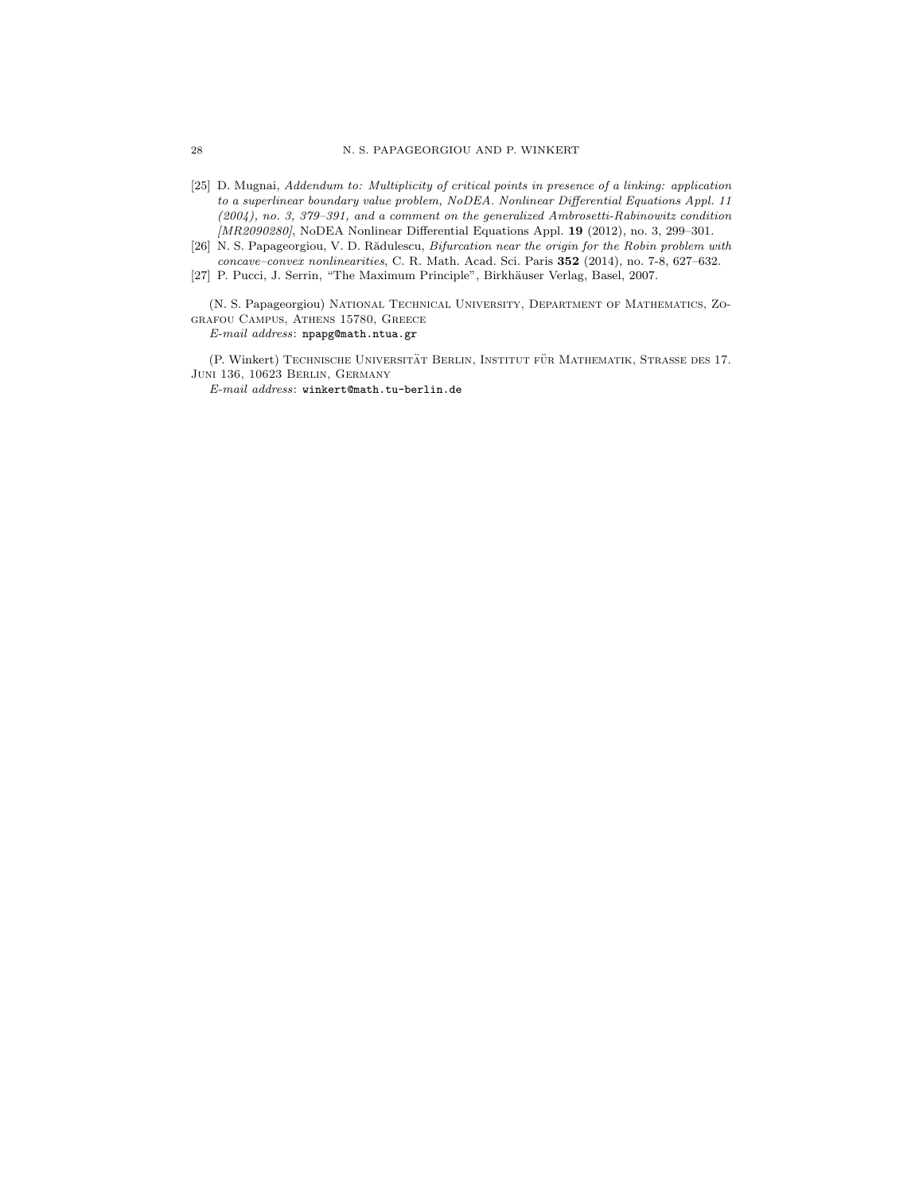[25] D. Mugnai, *Addendum to: Multiplicity of critical points in presence of a linking: application to a superlinear boundary value problem, NoDEA. Nonlinear Differential Equations Appl. 11 (2004), no. 3, 379–391, and a comment on the generalized Ambrosetti-Rabinowitz condition [MR2090280]*, NoDEA Nonlinear Differential Equations Appl. **19** (2012), no. 3, 299–301.

[26] N. S. Papageorgiou, V. D. Rădulescu, *Bifurcation near the origin for the Robin problem with concave–convex nonlinearities*, C. R. Math. Acad. Sci. Paris **352** (2014), no. 7-8, 627–632.

[27] P. Pucci, J. Serrin, "The Maximum Principle", Birkhäuser Verlag, Basel, 2007.

(N. S. Papageorgiou) National Technical University, Department of Mathematics, Zografou Campus, Athens 15780, Greece
*E-mail address*: npapg@math.ntua.gr

(P. Winkert) Technische Universität Berlin, Institut für Mathematik, Strasse des 17. Juni 136, 10623 Berlin, Germany
*E-mail address*: winkert@math.tu-berlin.de